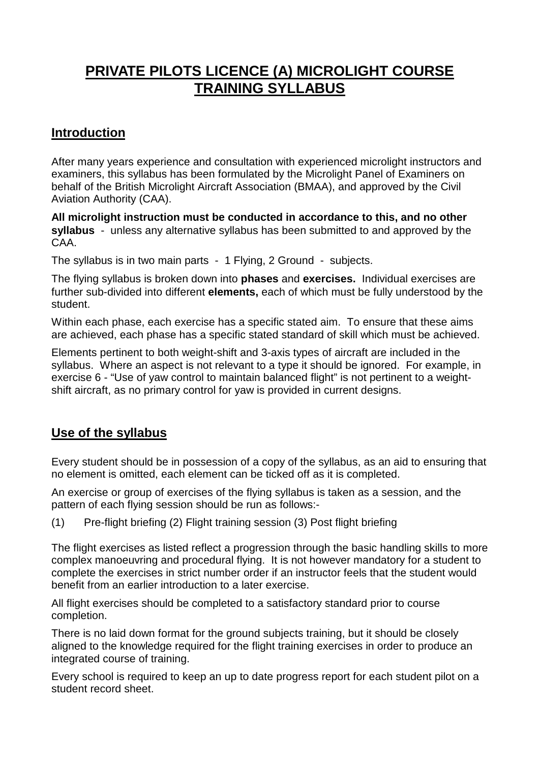# PRIVATE PILOTS LICENCE (A) MICROLIGHT COURSE TRAINING SYLLABUS

## Introduction

After many years experience and consultation with experienced microlight instructors and examiners, this syllabus has been formulated by the Microlight Panel of Examiners on behalf of the British Microlight Aircraft Association (BMAA), and approved by the Civil Aviation Authority (CAA).

**All microlight instruction must be conducted in accordance to this, and no other syllabus** - unless any alternative syllabus has been submitted to and approved by the CAA.

The syllabus is in two main parts - 1 Flying, 2 Ground - subjects.

The flying syllabus is broken down into **phases** and **exercises.** Individual exercises are further sub-divided into different **elements,** each of which must be fully understood by the student.

Within each phase, each exercise has a specific stated aim. To ensure that these aims are achieved, each phase has a specific stated standard of skill which must be achieved.

Elements pertinent to both weight-shift and 3-axis types of aircraft are included in the syllabus. Where an aspect is not relevant to a type it should be ignored. For example, in exercise 6 - "Use of yaw control to maintain balanced flight" is not pertinent to a weight-shift aircraft, as no primary control for yaw is provided in current designs.

## Use of the syllabus

Every student should be in possession of a copy of the syllabus, as an aid to ensuring that no element is omitted, each element can be ticked off as it is completed.

An exercise or group of exercises of the flying syllabus is taken as a session, and the pattern of each flying session should be run as follows:-

(1) Pre-flight briefing (2) Flight training session (3) Post flight briefing

The flight exercises as listed reflect a progression through the basic handling skills to more complex manoeuvring and procedural flying. It is not however mandatory for a student to complete the exercises in strict number order if an instructor feels that the student would benefit from an earlier introduction to a later exercise.

All flight exercises should be completed to a satisfactory standard prior to course completion.

There is no laid down format for the ground subjects training, but it should be closely aligned to the knowledge required for the flight training exercises in order to produce an integrated course of training.

Every school is required to keep an up to date progress report for each student pilot on a student record sheet.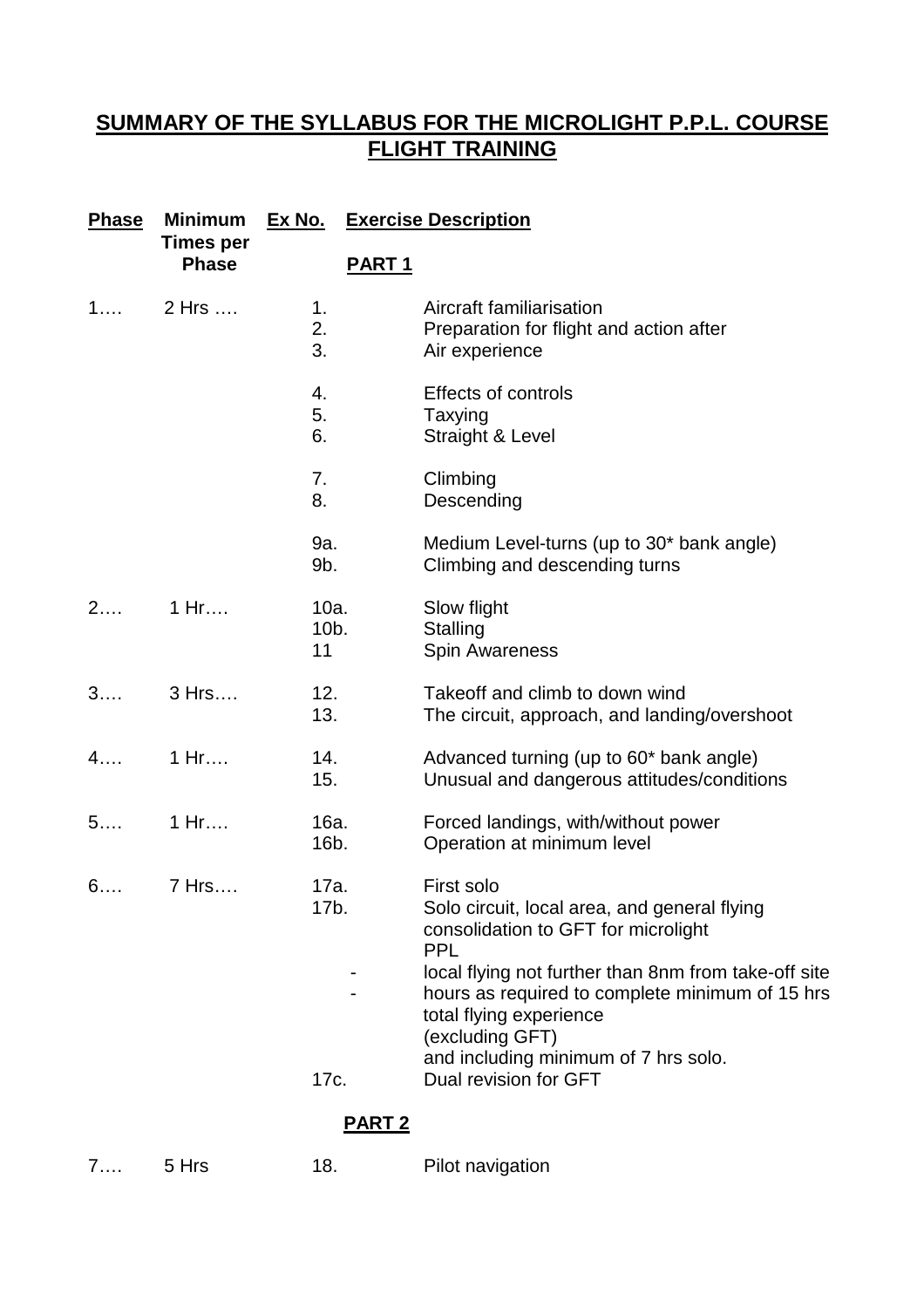## SUMMARY OF THE SYLLABUS FOR THE MICROLIGHT P.P.L. COURSE FLIGHT TRAINING

| Phase | Minimum Times per Phase | Ex No. | Exercise Description |
|---|---|---|---|
| | | | **PART 1** |
| 1…. | 2 Hrs …. | 1. | Aircraft familiarisation |
| | | 2. | Preparation for flight and action after |
| | | 3. | Air experience |
| | | 4. | Effects of controls |
| | | 5. | Taxying |
| | | 6. | Straight & Level |
| | | 7. | Climbing |
| | | 8. | Descending |
| | | 9a. | Medium Level-turns (up to 30* bank angle) |
| | | 9b. | Climbing and descending turns |
| 2…. | 1 Hr…. | 10a. | Slow flight |
| | | 10b. | Stalling |
| | | 11 | Spin Awareness |
| 3…. | 3 Hrs…. | 12. | Takeoff and climb to down wind |
| | | 13. | The circuit, approach, and landing/overshoot |
| 4…. | 1 Hr…. | 14. | Advanced turning (up to 60* bank angle) |
| | | 15. | Unusual and dangerous attitudes/conditions |
| 5…. | 1 Hr…. | 16a. | Forced landings, with/without power |
| | | 16b. | Operation at minimum level |
| 6…. | 7 Hrs…. | 17a. | First solo |
| | | 17b. | Solo circuit, local area, and general flying consolidation to GFT for microlight PPL |
| | | - | local flying not further than 8nm from take-off site |
| | | - | hours as required to complete minimum of 15 hrs total flying experience (excluding GFT) and including minimum of 7 hrs solo. |
| | | 17c. | Dual revision for GFT |
| | | | **PART 2** |
| 7…. | 5 Hrs | 18. | Pilot navigation |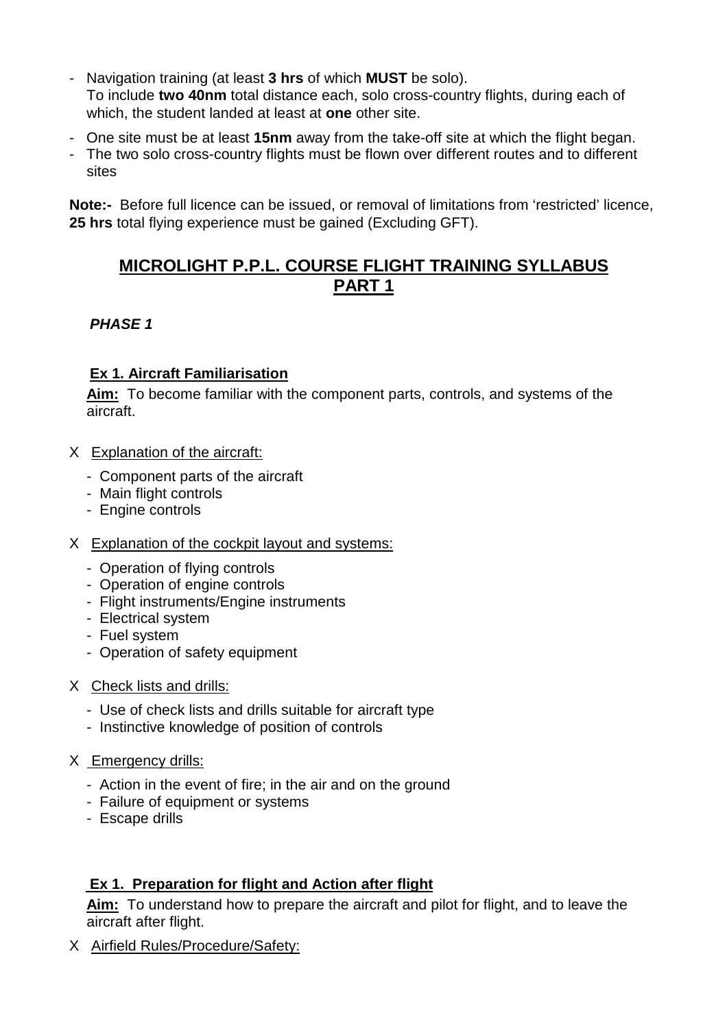- Navigation training (at least **3 hrs** of which **MUST** be solo). To include **two 40nm** total distance each, solo cross-country flights, during each of which, the student landed at least at **one** other site.
- One site must be at least **15nm** away from the take-off site at which the flight began.
- The two solo cross-country flights must be flown over different routes and to different sites

**Note:-** Before full licence can be issued, or removal of limitations from 'restricted' licence, **25 hrs** total flying experience must be gained (Excluding GFT).

## MICROLIGHT P.P.L. COURSE FLIGHT TRAINING SYLLABUS PART 1

***PHASE 1***

### Ex 1. Aircraft Familiarisation

**Aim:** To become familiar with the component parts, controls, and systems of the aircraft.

X Explanation of the aircraft:

- Component parts of the aircraft
- Main flight controls
- Engine controls

X Explanation of the cockpit layout and systems:

- Operation of flying controls
- Operation of engine controls
- Flight instruments/Engine instruments
- Electrical system
- Fuel system
- Operation of safety equipment

X Check lists and drills:

- Use of check lists and drills suitable for aircraft type
- Instinctive knowledge of position of controls

X Emergency drills:

- Action in the event of fire; in the air and on the ground
- Failure of equipment or systems
- Escape drills

### Ex 1. Preparation for flight and Action after flight

**Aim:** To understand how to prepare the aircraft and pilot for flight, and to leave the aircraft after flight.

X Airfield Rules/Procedure/Safety: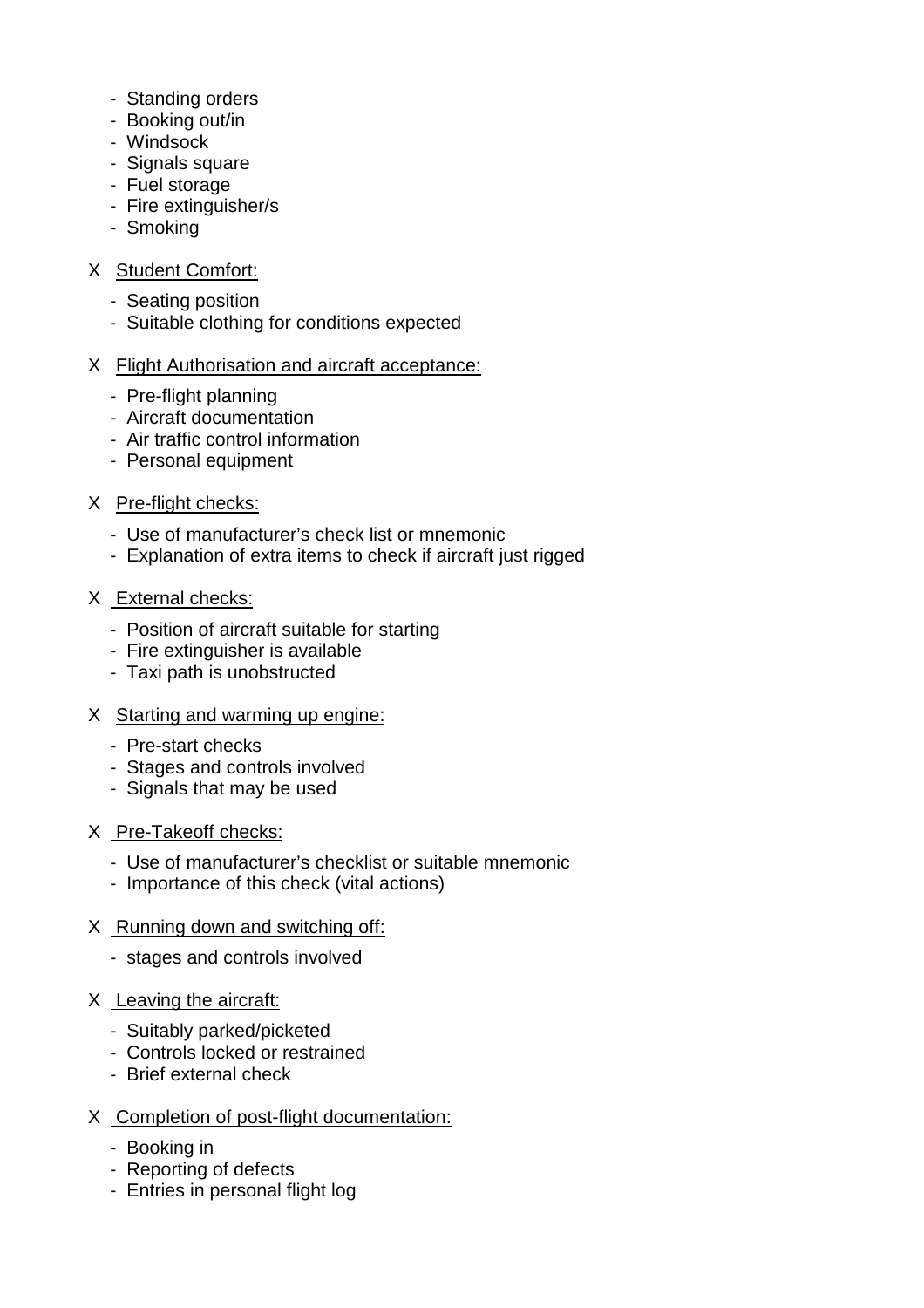- Standing orders
- Booking out/in
- Windsock
- Signals square
- Fuel storage
- Fire extinguisher/s
- Smoking

X <u>Student Comfort:</u>

- Seating position
- Suitable clothing for conditions expected

X <u>Flight Authorisation and aircraft acceptance:</u>

- Pre-flight planning
- Aircraft documentation
- Air traffic control information
- Personal equipment

X <u>Pre-flight checks:</u>

- Use of manufacturer's check list or mnemonic
- Explanation of extra items to check if aircraft just rigged

X <u>External checks:</u>

- Position of aircraft suitable for starting
- Fire extinguisher is available
- Taxi path is unobstructed

X <u>Starting and warming up engine:</u>

- Pre-start checks
- Stages and controls involved
- Signals that may be used

X <u>Pre-Takeoff checks:</u>

- Use of manufacturer's checklist or suitable mnemonic
- Importance of this check (vital actions)

X <u>Running down and switching off:</u>

- stages and controls involved

X <u>Leaving the aircraft:</u>

- Suitably parked/picketed
- Controls locked or restrained
- Brief external check

X <u>Completion of post-flight documentation:</u>

- Booking in
- Reporting of defects
- Entries in personal flight log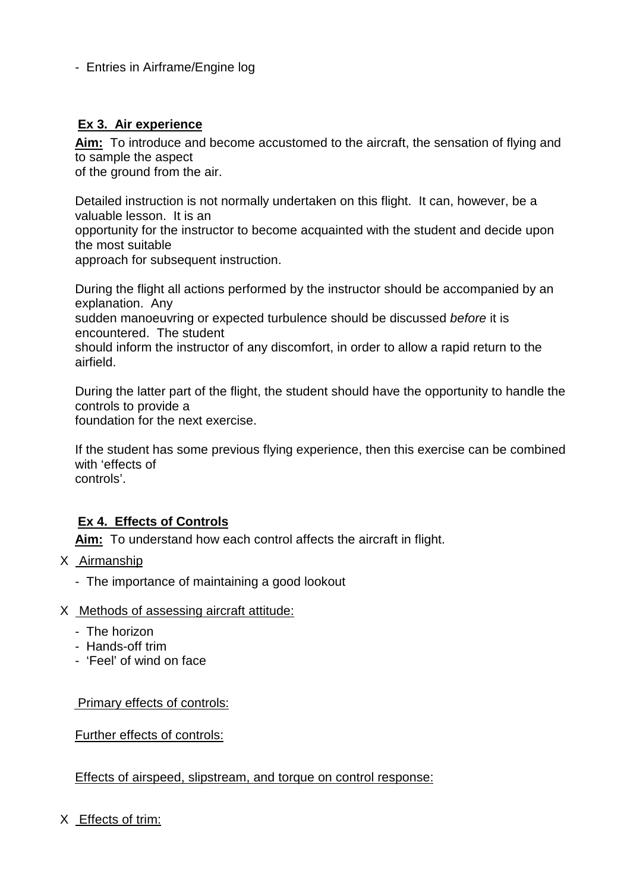- Entries in Airframe/Engine log

## Ex 3. Air experience

**Aim:** To introduce and become accustomed to the aircraft, the sensation of flying and to sample the aspect of the ground from the air.

Detailed instruction is not normally undertaken on this flight. It can, however, be a valuable lesson. It is an opportunity for the instructor to become acquainted with the student and decide upon the most suitable approach for subsequent instruction.

During the flight all actions performed by the instructor should be accompanied by an explanation. Any sudden manoeuvring or expected turbulence should be discussed *before* it is encountered. The student should inform the instructor of any discomfort, in order to allow a rapid return to the airfield.

During the latter part of the flight, the student should have the opportunity to handle the controls to provide a foundation for the next exercise.

If the student has some previous flying experience, then this exercise can be combined with ‘effects of controls’.

## Ex 4. Effects of Controls

**Aim:** To understand how each control affects the aircraft in flight.

X Airmanship

- The importance of maintaining a good lookout

X Methods of assessing aircraft attitude:

- The horizon
- Hands-off trim
- ‘Feel’ of wind on face

Primary effects of controls:

Further effects of controls:

Effects of airspeed, slipstream, and torque on control response:

X Effects of trim: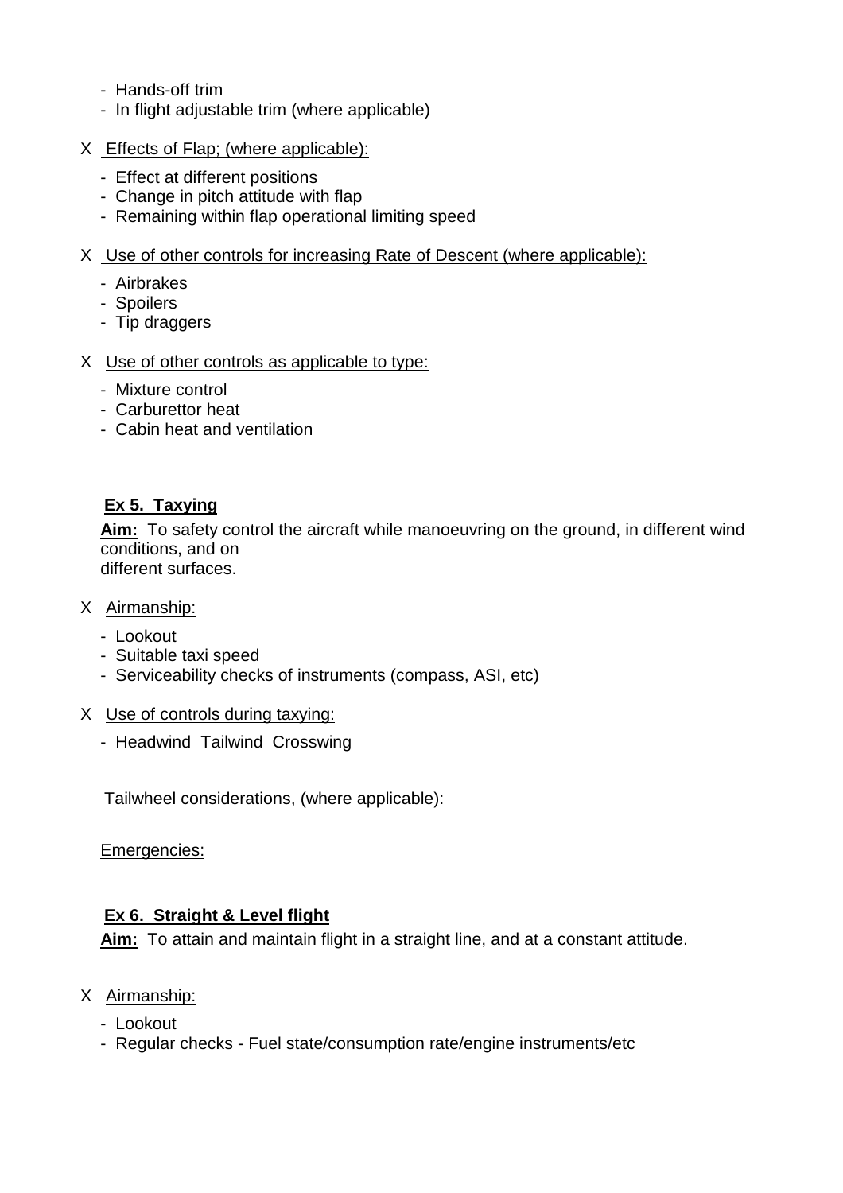- Hands-off trim
- In flight adjustable trim (where applicable)

X Effects of Flap; (where applicable):

- Effect at different positions
- Change in pitch attitude with flap
- Remaining within flap operational limiting speed

X Use of other controls for increasing Rate of Descent (where applicable):

- Airbrakes
- Spoilers
- Tip draggers

X Use of other controls as applicable to type:

- Mixture control
- Carburettor heat
- Cabin heat and ventilation

**Ex 5. Taxying**

**Aim:** To safety control the aircraft while manoeuvring on the ground, in different wind conditions, and on
different surfaces.

X Airmanship:

- Lookout
- Suitable taxi speed
- Serviceability checks of instruments (compass, ASI, etc)

X Use of controls during taxying:

- Headwind Tailwind Crosswing

Tailwheel considerations, (where applicable):

Emergencies:

**Ex 6. Straight & Level flight**

**Aim:** To attain and maintain flight in a straight line, and at a constant attitude.

X Airmanship:

- Lookout
- Regular checks - Fuel state/consumption rate/engine instruments/etc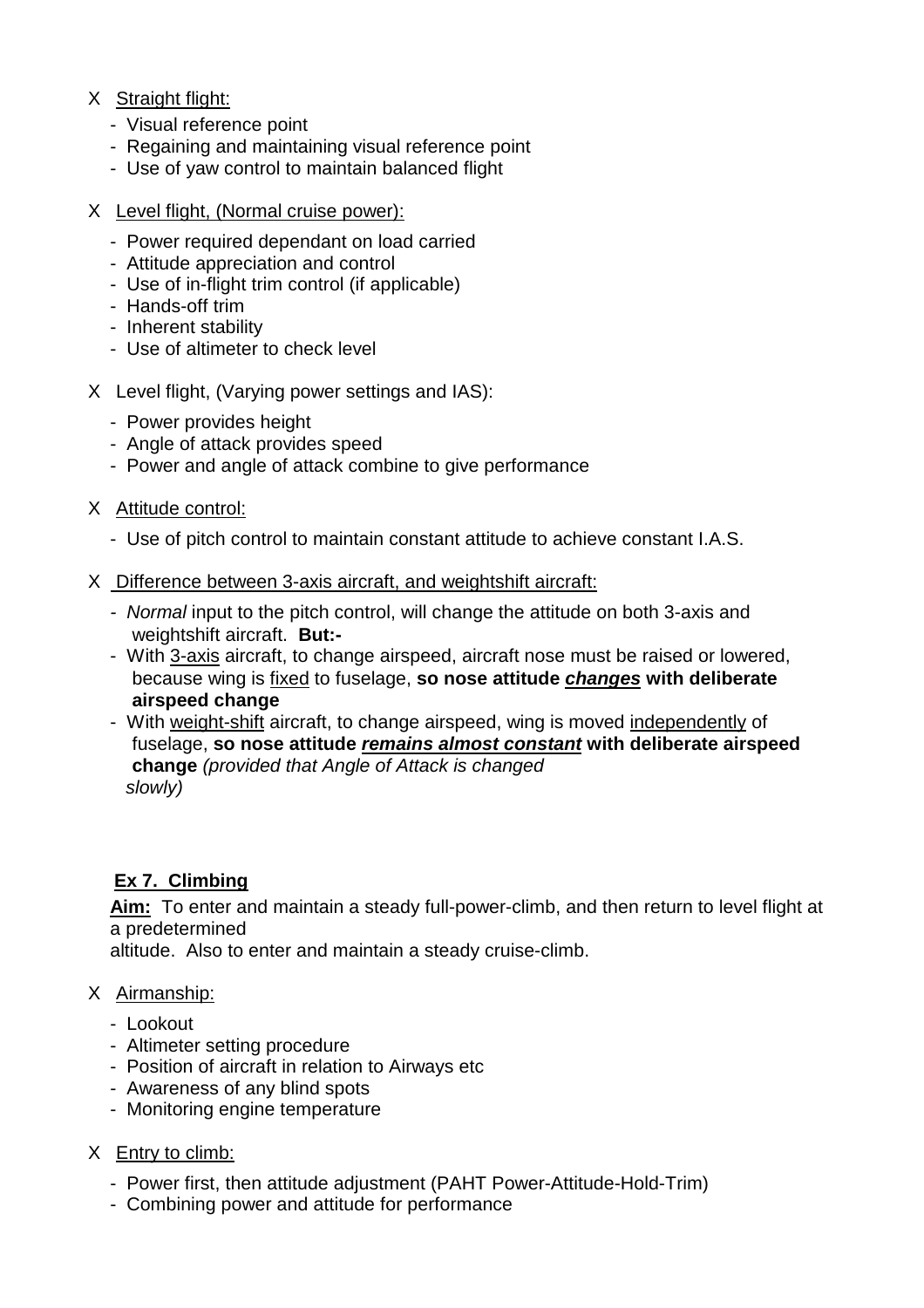- X Straight flight:
  - Visual reference point
  - Regaining and maintaining visual reference point
  - Use of yaw control to maintain balanced flight

- X Level flight, (Normal cruise power):
  - Power required dependant on load carried
  - Attitude appreciation and control
  - Use of in-flight trim control (if applicable)
  - Hands-off trim
  - Inherent stability
  - Use of altimeter to check level

- X Level flight, (Varying power settings and IAS):
  - Power provides height
  - Angle of attack provides speed
  - Power and angle of attack combine to give performance

- X Attitude control:
  - Use of pitch control to maintain constant attitude to achieve constant I.A.S.

- X Difference between 3-axis aircraft, and weightshift aircraft:
  - *Normal* input to the pitch control, will change the attitude on both 3-axis and weightshift aircraft. **But:-**
  - With 3-axis aircraft, to change airspeed, aircraft nose must be raised or lowered, because wing is fixed to fuselage, **so nose attitude *changes* with deliberate airspeed change**
  - With weight-shift aircraft, to change airspeed, wing is moved independently of fuselage, **so nose attitude *remains almost constant* with deliberate airspeed change** *(provided that Angle of Attack is changed slowly)*

## Ex 7. Climbing

**Aim:** To enter and maintain a steady full-power-climb, and then return to level flight at a predetermined altitude. Also to enter and maintain a steady cruise-climb.

- X Airmanship:
  - Lookout
  - Altimeter setting procedure
  - Position of aircraft in relation to Airways etc
  - Awareness of any blind spots
  - Monitoring engine temperature

- X Entry to climb:
  - Power first, then attitude adjustment (PAHT Power-Attitude-Hold-Trim)
  - Combining power and attitude for performance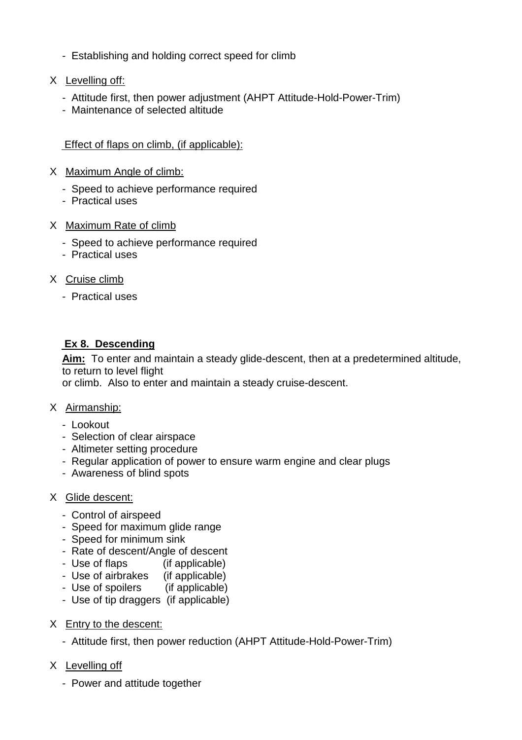- Establishing and holding correct speed for climb

X <u>Levelling off:</u>

- Attitude first, then power adjustment (AHPT Attitude-Hold-Power-Trim)
- Maintenance of selected altitude

<u>Effect of flaps on climb, (if applicable):</u>

X <u>Maximum Angle of climb:</u>

- Speed to achieve performance required
- Practical uses

X <u>Maximum Rate of climb</u>

- Speed to achieve performance required
- Practical uses

X <u>Cruise climb</u>

- Practical uses

**<u>Ex 8. Descending</u>**

**<u>Aim:</u>** To enter and maintain a steady glide-descent, then at a predetermined altitude, to return to level flight
or climb. Also to enter and maintain a steady cruise-descent.

X <u>Airmanship:</u>

- Lookout
- Selection of clear airspace
- Altimeter setting procedure
- Regular application of power to ensure warm engine and clear plugs
- Awareness of blind spots

X <u>Glide descent:</u>

- Control of airspeed
- Speed for maximum glide range
- Speed for minimum sink
- Rate of descent/Angle of descent
- Use of flaps (if applicable)
- Use of airbrakes (if applicable)
- Use of spoilers (if applicable)
- Use of tip draggers (if applicable)

X <u>Entry to the descent:</u>

- Attitude first, then power reduction (AHPT Attitude-Hold-Power-Trim)

X <u>Levelling off</u>

- Power and attitude together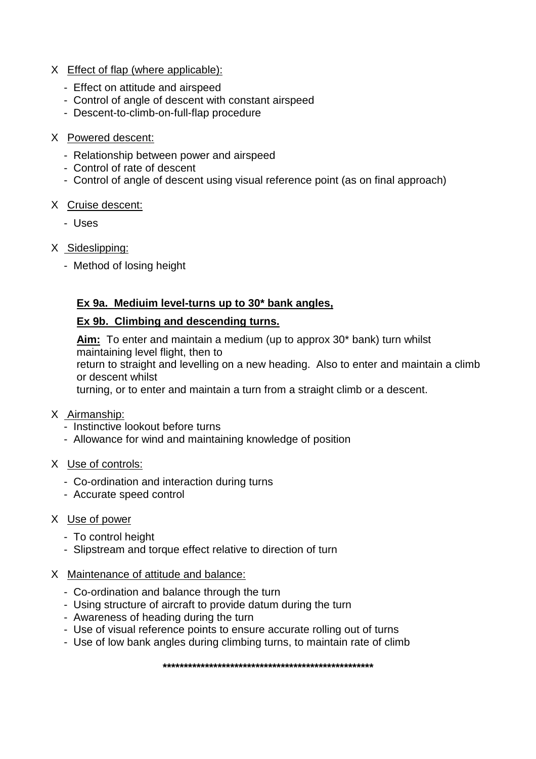- X Effect of flap (where applicable):
  - Effect on attitude and airspeed
  - Control of angle of descent with constant airspeed
  - Descent-to-climb-on-full-flap procedure

- X Powered descent:
  - Relationship between power and airspeed
  - Control of rate of descent
  - Control of angle of descent using visual reference point (as on final approach)

- X Cruise descent:
  - Uses

- X Sideslipping:
  - Method of losing height

**Ex 9a. Mediuim level-turns up to 30* bank angles,**

**Ex 9b. Climbing and descending turns.**

**Aim:** To enter and maintain a medium (up to approx 30* bank) turn whilst maintaining level flight, then to
return to straight and levelling on a new heading. Also to enter and maintain a climb or descent whilst
turning, or to enter and maintain a turn from a straight climb or a descent.

- X Airmanship:
  - Instinctive lookout before turns
  - Allowance for wind and maintaining knowledge of position

- X Use of controls:
  - Co-ordination and interaction during turns
  - Accurate speed control

- X Use of power
  - To control height
  - Slipstream and torque effect relative to direction of turn

- X Maintenance of attitude and balance:
  - Co-ordination and balance through the turn
  - Using structure of aircraft to provide datum during the turn
  - Awareness of heading during the turn
  - Use of visual reference points to ensure accurate rolling out of turns
  - Use of low bank angles during climbing turns, to maintain rate of climb

**\*\*\*\*\*\*\*\*\*\*\*\*\*\*\*\*\*\*\*\*\*\*\*\*\*\*\*\*\*\*\*\*\*\*\*\*\*\*\*\*\*\*\*\*\*\*\*\*\*\*\*\*\***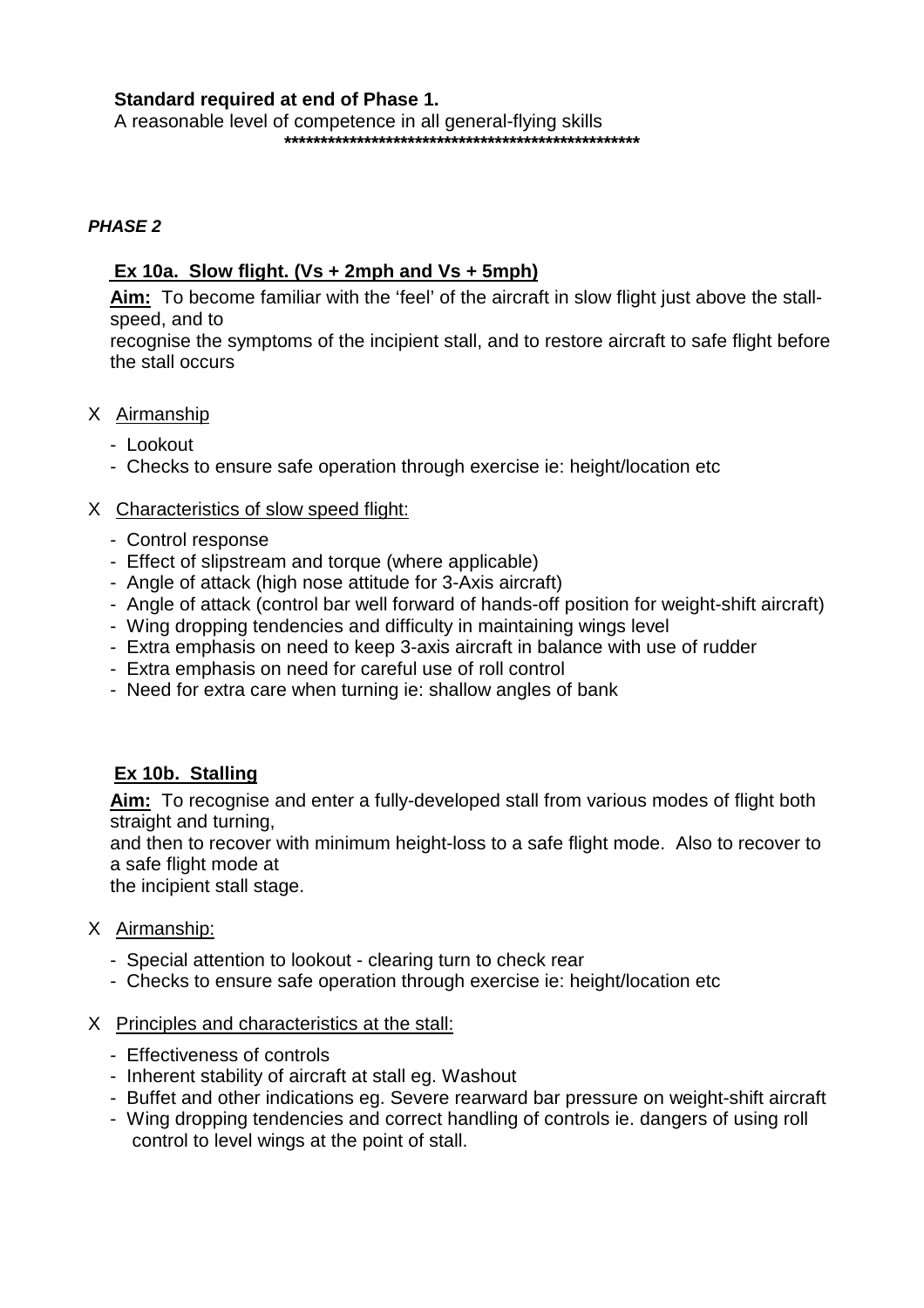**Standard required at end of Phase 1.**
A reasonable level of competence in all general-flying skills
**************************************************

***PHASE 2***

**Ex 10a. Slow flight. (Vs + 2mph and Vs + 5mph)**

**Aim:** To become familiar with the 'feel' of the aircraft in slow flight just above the stall-speed, and to
recognise the symptoms of the incipient stall, and to restore aircraft to safe flight before the stall occurs

X Airmanship

- Lookout
- Checks to ensure safe operation through exercise ie: height/location etc

X Characteristics of slow speed flight:

- Control response
- Effect of slipstream and torque (where applicable)
- Angle of attack (high nose attitude for 3-Axis aircraft)
- Angle of attack (control bar well forward of hands-off position for weight-shift aircraft)
- Wing dropping tendencies and difficulty in maintaining wings level
- Extra emphasis on need to keep 3-axis aircraft in balance with use of rudder
- Extra emphasis on need for careful use of roll control
- Need for extra care when turning ie: shallow angles of bank

**Ex 10b. Stalling**

**Aim:** To recognise and enter a fully-developed stall from various modes of flight both straight and turning,
and then to recover with minimum height-loss to a safe flight mode. Also to recover to a safe flight mode at
the incipient stall stage.

X Airmanship:

- Special attention to lookout - clearing turn to check rear
- Checks to ensure safe operation through exercise ie: height/location etc

X Principles and characteristics at the stall:

- Effectiveness of controls
- Inherent stability of aircraft at stall eg. Washout
- Buffet and other indications eg. Severe rearward bar pressure on weight-shift aircraft
- Wing dropping tendencies and correct handling of controls ie. dangers of using roll control to level wings at the point of stall.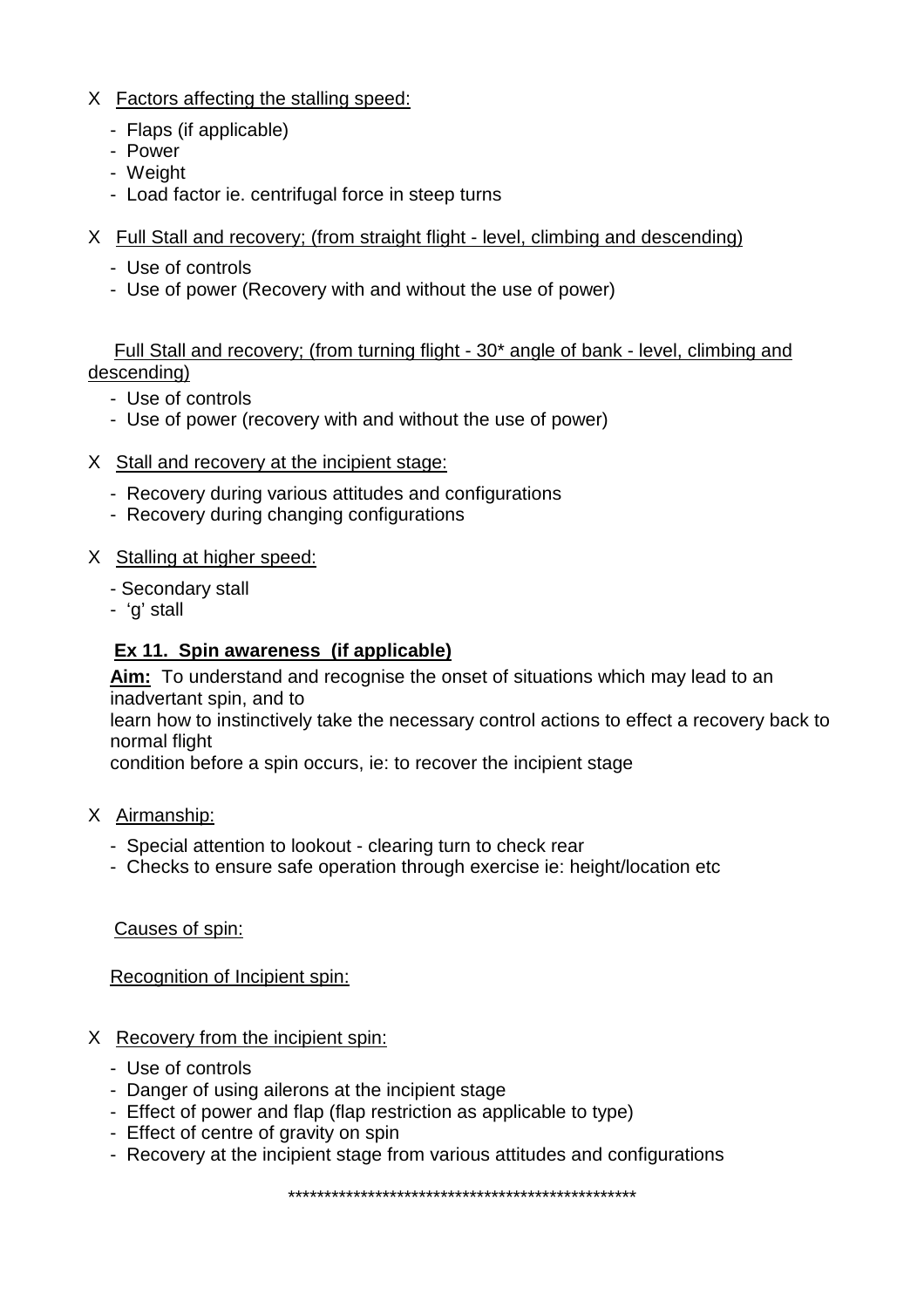X <u>Factors affecting the stalling speed:</u>

- Flaps (if applicable)
- Power
- Weight
- Load factor ie. centrifugal force in steep turns

X <u>Full Stall and recovery; (from straight flight - level, climbing and descending)</u>

- Use of controls
- Use of power (Recovery with and without the use of power)

<u>Full Stall and recovery; (from turning flight - 30* angle of bank - level, climbing and descending)</u>

- Use of controls
- Use of power (recovery with and without the use of power)

X <u>Stall and recovery at the incipient stage:</u>

- Recovery during various attitudes and configurations
- Recovery during changing configurations

X <u>Stalling at higher speed:</u>

- Secondary stall
- 'g' stall

### <u>Ex 11. Spin awareness (if applicable)</u>

**<u>Aim:</u>** To understand and recognise the onset of situations which may lead to an inadvertant spin, and to
learn how to instinctively take the necessary control actions to effect a recovery back to normal flight
condition before a spin occurs, ie: to recover the incipient stage

X <u>Airmanship:</u>

- Special attention to lookout - clearing turn to check rear
- Checks to ensure safe operation through exercise ie: height/location etc

<u>Causes of spin:</u>

<u>Recognition of Incipient spin:</u>

X <u>Recovery from the incipient spin:</u>

- Use of controls
- Danger of using ailerons at the incipient stage
- Effect of power and flap (flap restriction as applicable to type)
- Effect of centre of gravity on spin
- Recovery at the incipient stage from various attitudes and configurations

\*\*\*\*\*\*\*\*\*\*\*\*\*\*\*\*\*\*\*\*\*\*\*\*\*\*\*\*\*\*\*\*\*\*\*\*\*\*\*\*\*\*\*\*\*\*\*\*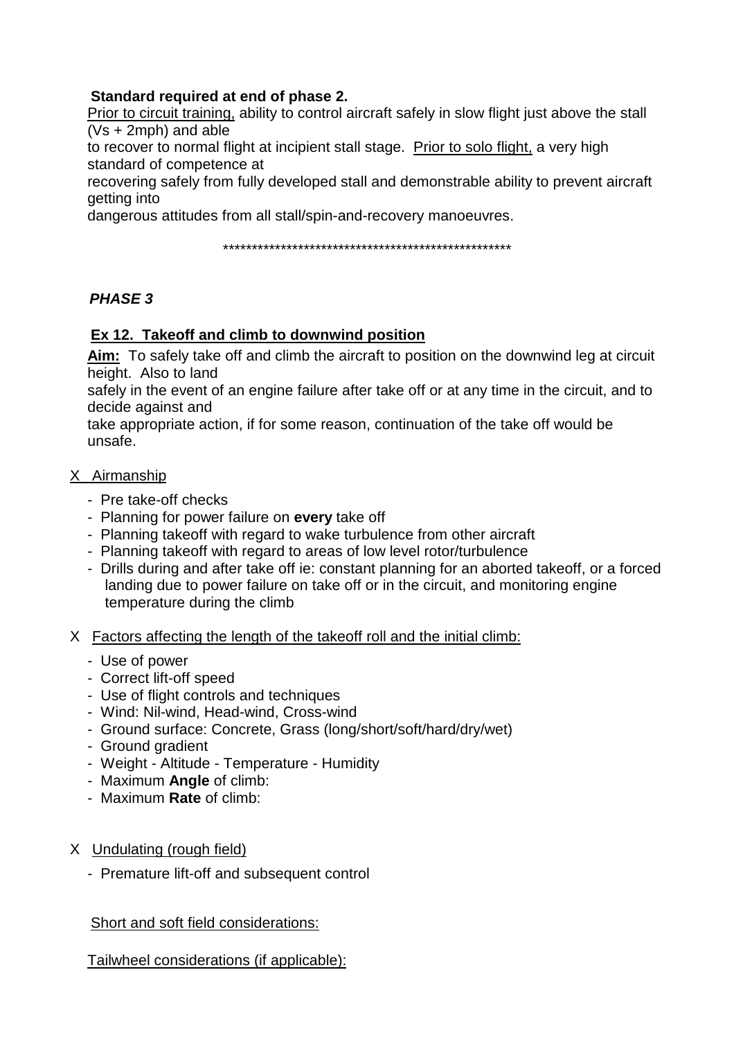**Standard required at end of phase 2.**

Prior to circuit training, ability to control aircraft safely in slow flight just above the stall (Vs + 2mph) and able to recover to normal flight at incipient stall stage. Prior to solo flight, a very high standard of competence at recovering safely from fully developed stall and demonstrable ability to prevent aircraft getting into dangerous attitudes from all stall/spin-and-recovery manoeuvres.

\*\*\*\*\*\*\*\*\*\*\*\*\*\*\*\*\*\*\*\*\*\*\*\*\*\*\*\*\*\*\*\*\*\*\*\*\*\*\*\*\*\*\*\*\*\*\*\*\*\*\*

## *PHASE 3*

### Ex 12. Takeoff and climb to downwind position

**Aim:** To safely take off and climb the aircraft to position on the downwind leg at circuit height. Also to land safely in the event of an engine failure after take off or at any time in the circuit, and to decide against and take appropriate action, if for some reason, continuation of the take off would be unsafe.

X Airmanship

- Pre take-off checks
- Planning for power failure on **every** take off
- Planning takeoff with regard to wake turbulence from other aircraft
- Planning takeoff with regard to areas of low level rotor/turbulence
- Drills during and after take off ie: constant planning for an aborted takeoff, or a forced landing due to power failure on take off or in the circuit, and monitoring engine temperature during the climb

X Factors affecting the length of the takeoff roll and the initial climb:

- Use of power
- Correct lift-off speed
- Use of flight controls and techniques
- Wind: Nil-wind, Head-wind, Cross-wind
- Ground surface: Concrete, Grass (long/short/soft/hard/dry/wet)
- Ground gradient
- Weight - Altitude - Temperature - Humidity
- Maximum **Angle** of climb:
- Maximum **Rate** of climb:

X Undulating (rough field)

- Premature lift-off and subsequent control

Short and soft field considerations:

Tailwheel considerations (if applicable):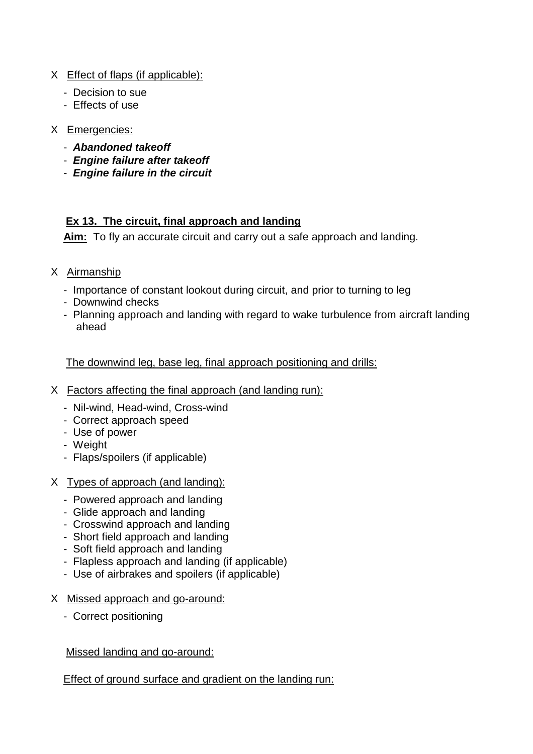X Effect of flaps (if applicable):

- Decision to sue
- Effects of use

X Emergencies:

- ***Abandoned takeoff***
- ***Engine failure after takeoff***
- ***Engine failure in the circuit***

## Ex 13. The circuit, final approach and landing

**Aim:** To fly an accurate circuit and carry out a safe approach and landing.

X Airmanship

- Importance of constant lookout during circuit, and prior to turning to leg
- Downwind checks
- Planning approach and landing with regard to wake turbulence from aircraft landing ahead

The downwind leg, base leg, final approach positioning and drills:

X Factors affecting the final approach (and landing run):

- Nil-wind, Head-wind, Cross-wind
- Correct approach speed
- Use of power
- Weight
- Flaps/spoilers (if applicable)

X Types of approach (and landing):

- Powered approach and landing
- Glide approach and landing
- Crosswind approach and landing
- Short field approach and landing
- Soft field approach and landing
- Flapless approach and landing (if applicable)
- Use of airbrakes and spoilers (if applicable)

X Missed approach and go-around:

- Correct positioning

Missed landing and go-around:

Effect of ground surface and gradient on the landing run: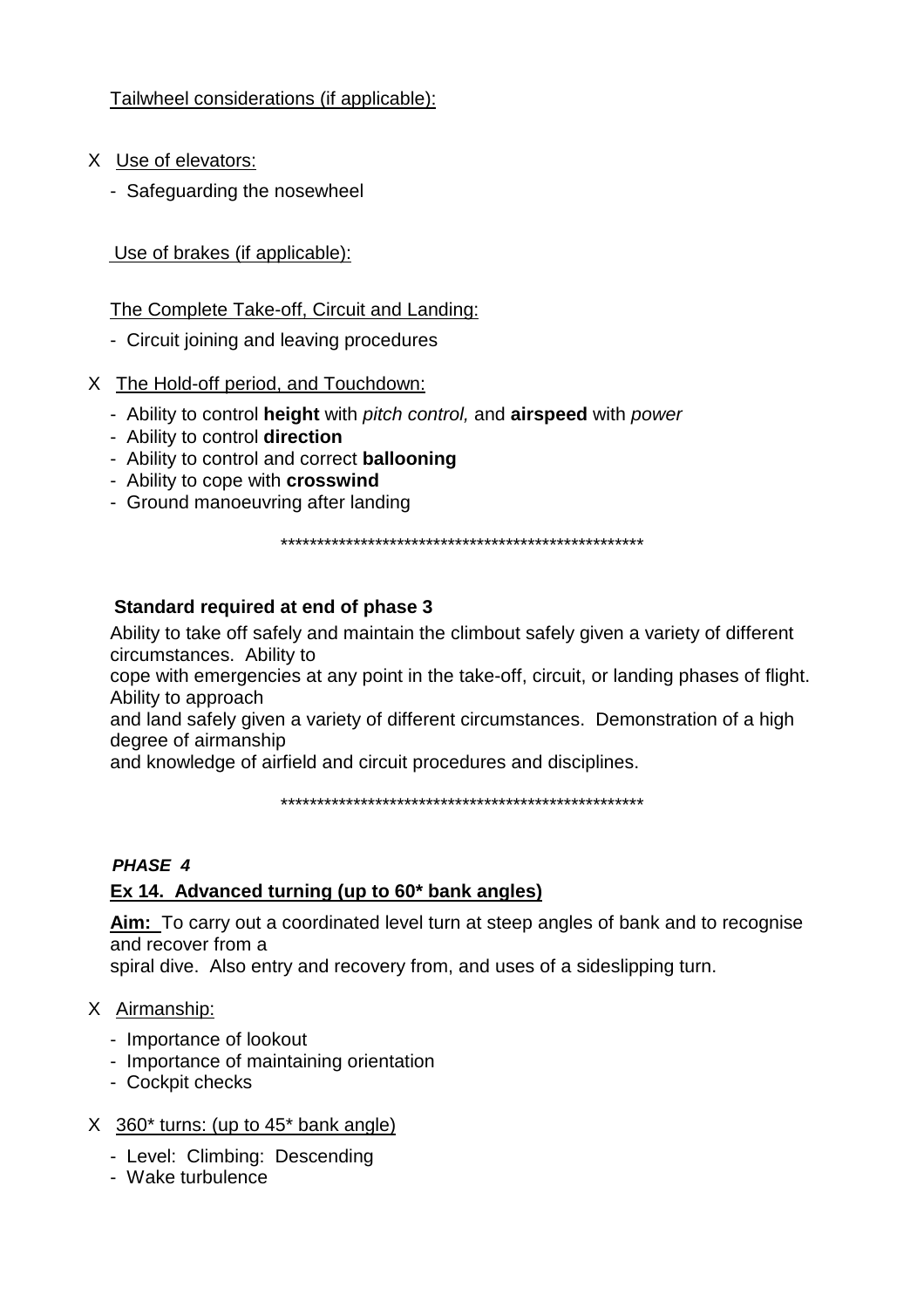Tailwheel considerations (if applicable):

X Use of elevators:

- Safeguarding the nosewheel

Use of brakes (if applicable):

The Complete Take-off, Circuit and Landing:

- Circuit joining and leaving procedures

X The Hold-off period, and Touchdown:

- Ability to control **height** with *pitch control,* and **airspeed** with *power*
- Ability to control **direction**
- Ability to control and correct **ballooning**
- Ability to cope with **crosswind**
- Ground manoeuvring after landing

\*\*\*\*\*\*\*\*\*\*\*\*\*\*\*\*\*\*\*\*\*\*\*\*\*\*\*\*\*\*\*\*\*\*\*\*\*\*\*\*\*\*\*\*\*\*\*\*\*\*\*

**Standard required at end of phase 3**

Ability to take off safely and maintain the climbout safely given a variety of different circumstances. Ability to cope with emergencies at any point in the take-off, circuit, or landing phases of flight. Ability to approach and land safely given a variety of different circumstances. Demonstration of a high degree of airmanship and knowledge of airfield and circuit procedures and disciplines.

\*\*\*\*\*\*\*\*\*\*\*\*\*\*\*\*\*\*\*\*\*\*\*\*\*\*\*\*\*\*\*\*\*\*\*\*\*\*\*\*\*\*\*\*\*\*\*\*\*\*\*

***PHASE 4***

**Ex 14. Advanced turning (up to 60\* bank angles)**

**Aim:** To carry out a coordinated level turn at steep angles of bank and to recognise and recover from a spiral dive. Also entry and recovery from, and uses of a sideslipping turn.

X Airmanship:

- Importance of lookout
- Importance of maintaining orientation
- Cockpit checks

X 360\* turns: (up to 45\* bank angle)

- Level: Climbing: Descending
- Wake turbulence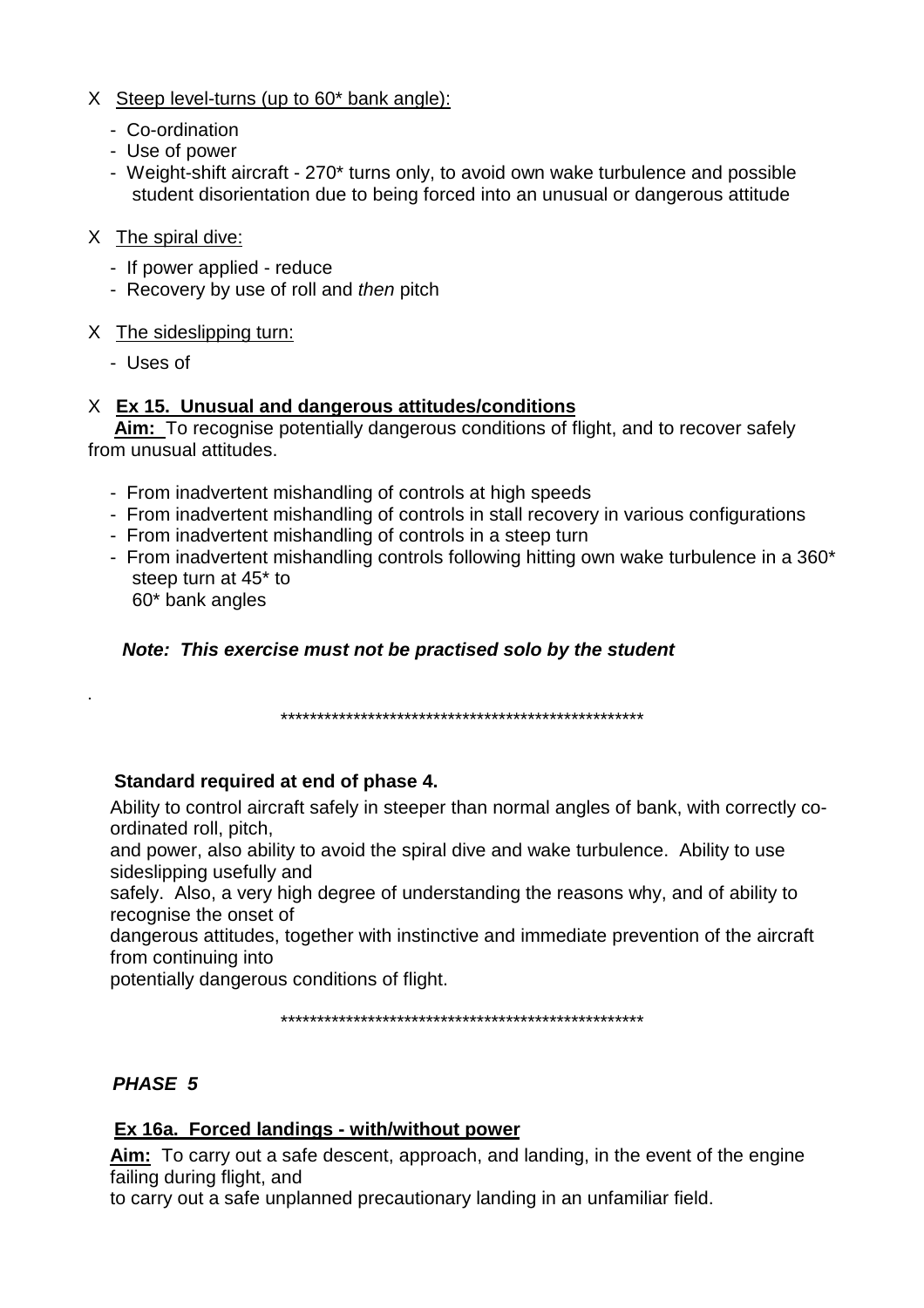X Steep level-turns (up to 60* bank angle):

- Co-ordination
- Use of power
- Weight-shift aircraft - 270* turns only, to avoid own wake turbulence and possible student disorientation due to being forced into an unusual or dangerous attitude

X The spiral dive:

- If power applied - reduce
- Recovery by use of roll and *then* pitch

X The sideslipping turn:

- Uses of

X **Ex 15. Unusual and dangerous attitudes/conditions**

**Aim:** To recognise potentially dangerous conditions of flight, and to recover safely from unusual attitudes.

- From inadvertent mishandling of controls at high speeds
- From inadvertent mishandling of controls in stall recovery in various configurations
- From inadvertent mishandling of controls in a steep turn
- From inadvertent mishandling controls following hitting own wake turbulence in a 360* steep turn at 45* to 60* bank angles

***Note: This exercise must not be practised solo by the student***

.

***************************************************

**Standard required at end of phase 4.**

Ability to control aircraft safely in steeper than normal angles of bank, with correctly co-ordinated roll, pitch, and power, also ability to avoid the spiral dive and wake turbulence. Ability to use sideslipping usefully and safely. Also, a very high degree of understanding the reasons why, and of ability to recognise the onset of dangerous attitudes, together with instinctive and immediate prevention of the aircraft from continuing into potentially dangerous conditions of flight.

***************************************************

## ***PHASE 5***

**Ex 16a. Forced landings - with/without power**

**Aim:** To carry out a safe descent, approach, and landing, in the event of the engine failing during flight, and to carry out a safe unplanned precautionary landing in an unfamiliar field.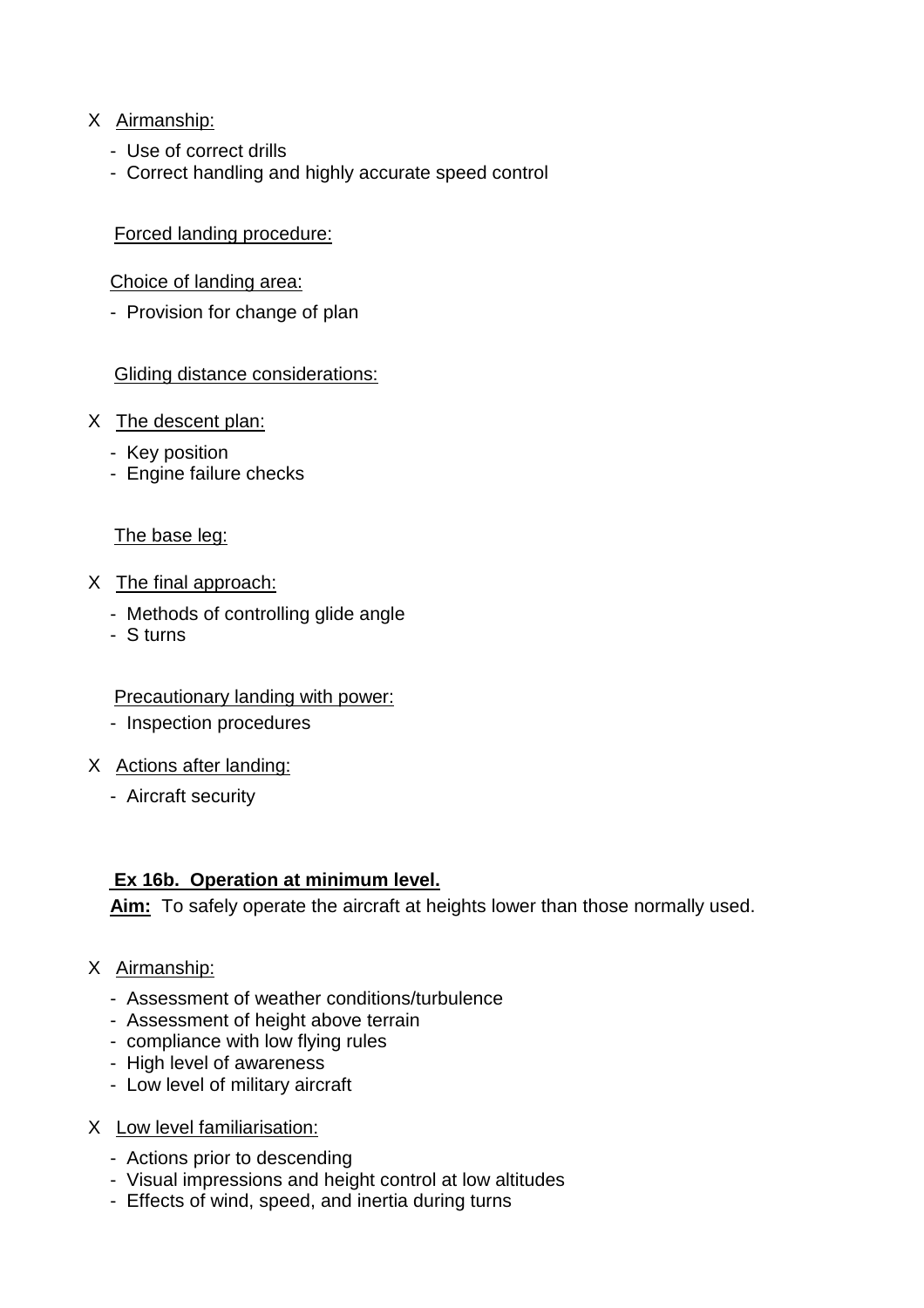X Airmanship:

- Use of correct drills
- Correct handling and highly accurate speed control

Forced landing procedure:

Choice of landing area:

- Provision for change of plan

Gliding distance considerations:

X The descent plan:

- Key position
- Engine failure checks

The base leg:

X The final approach:

- Methods of controlling glide angle
- S turns

Precautionary landing with power:

- Inspection procedures

X Actions after landing:

- Aircraft security

**Ex 16b. Operation at minimum level.**

**Aim:** To safely operate the aircraft at heights lower than those normally used.

X Airmanship:

- Assessment of weather conditions/turbulence
- Assessment of height above terrain
- compliance with low flying rules
- High level of awareness
- Low level of military aircraft

X Low level familiarisation:

- Actions prior to descending
- Visual impressions and height control at low altitudes
- Effects of wind, speed, and inertia during turns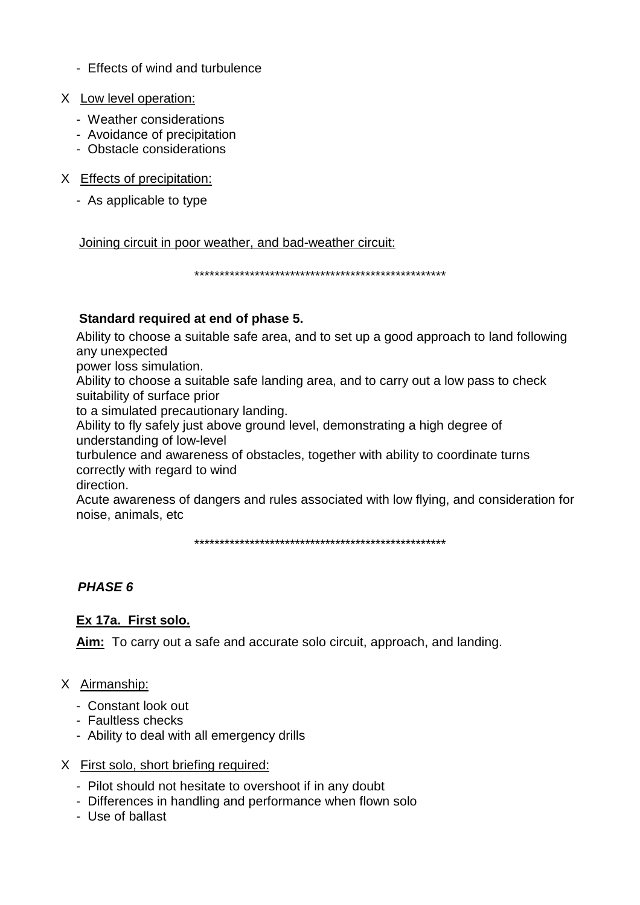- Effects of wind and turbulence

X <u>Low level operation:</u>

- Weather considerations
- Avoidance of precipitation
- Obstacle considerations

X <u>Effects of precipitation:</u>

- As applicable to type

<u>Joining circuit in poor weather, and bad-weather circuit:</u>

***************************************************

**Standard required at end of phase 5.**

Ability to choose a suitable safe area, and to set up a good approach to land following any unexpected power loss simulation.

Ability to choose a suitable safe landing area, and to carry out a low pass to check suitability of surface prior to a simulated precautionary landing.

Ability to fly safely just above ground level, demonstrating a high degree of understanding of low-level turbulence and awareness of obstacles, together with ability to coordinate turns correctly with regard to wind direction.

Acute awareness of dangers and rules associated with low flying, and consideration for noise, animals, etc

***************************************************

## *PHASE 6*

### <u>Ex 17a. First solo.</u>

**<u>Aim:</u>** To carry out a safe and accurate solo circuit, approach, and landing.

X <u>Airmanship:</u>

- Constant look out
- Faultless checks
- Ability to deal with all emergency drills

X <u>First solo, short briefing required:</u>

- Pilot should not hesitate to overshoot if in any doubt
- Differences in handling and performance when flown solo
- Use of ballast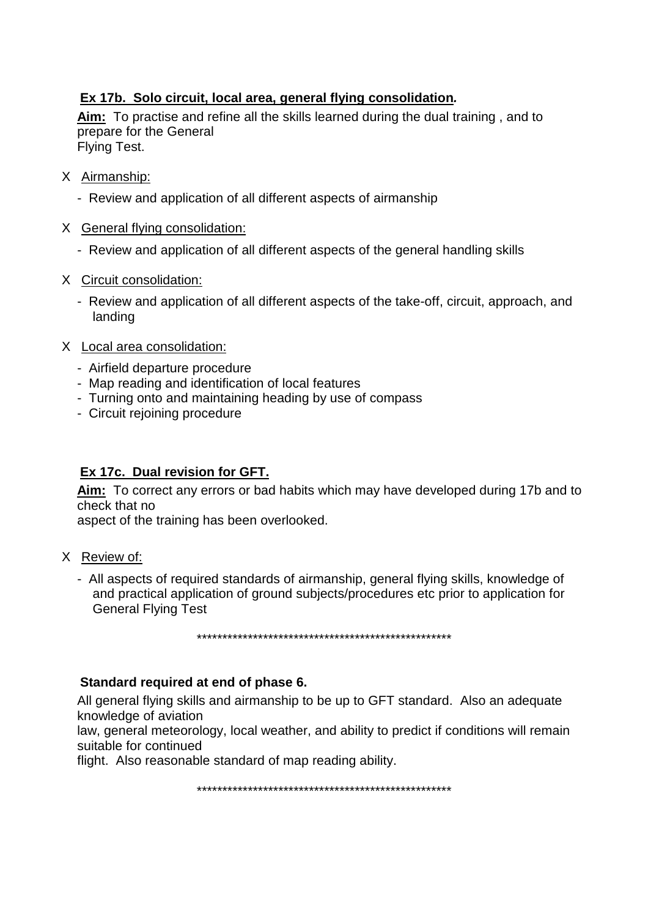**<u>Ex 17b. Solo circuit, local area, general flying consolidation</u>*.***

**<u>Aim:</u>** To practise and refine all the skills learned during the dual training , and to prepare for the General Flying Test.

- X <u>Airmanship:</u>
  - Review and application of all different aspects of airmanship
- X <u>General flying consolidation:</u>
  - Review and application of all different aspects of the general handling skills
- X <u>Circuit consolidation:</u>
  - Review and application of all different aspects of the take-off, circuit, approach, and landing
- X <u>Local area consolidation:</u>
  - Airfield departure procedure
  - Map reading and identification of local features
  - Turning onto and maintaining heading by use of compass
  - Circuit rejoining procedure

**<u>Ex 17c. Dual revision for GFT.</u>**

**<u>Aim:</u>** To correct any errors or bad habits which may have developed during 17b and to check that no aspect of the training has been overlooked.

- X <u>Review of:</u>
  - All aspects of required standards of airmanship, general flying skills, knowledge of and practical application of ground subjects/procedures etc prior to application for General Flying Test

\*\*\*\*\*\*\*\*\*\*\*\*\*\*\*\*\*\*\*\*\*\*\*\*\*\*\*\*\*\*\*\*\*\*\*\*\*\*\*\*\*\*\*\*\*\*\*\*\*\*\*

**Standard required at end of phase 6.**

All general flying skills and airmanship to be up to GFT standard. Also an adequate knowledge of aviation law, general meteorology, local weather, and ability to predict if conditions will remain suitable for continued flight. Also reasonable standard of map reading ability.

\*\*\*\*\*\*\*\*\*\*\*\*\*\*\*\*\*\*\*\*\*\*\*\*\*\*\*\*\*\*\*\*\*\*\*\*\*\*\*\*\*\*\*\*\*\*\*\*\*\*\*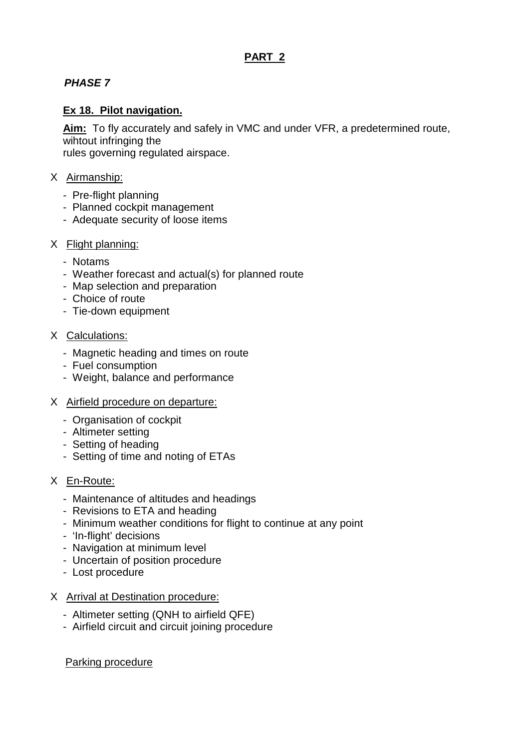## PART 2

### *PHASE 7*

#### Ex 18. Pilot navigation.

**Aim:** To fly accurately and safely in VMC and under VFR, a predetermined route, wihtout infringing the rules governing regulated airspace.

X Airmanship:

- Pre-flight planning
- Planned cockpit management
- Adequate security of loose items

X Flight planning:

- Notams
- Weather forecast and actual(s) for planned route
- Map selection and preparation
- Choice of route
- Tie-down equipment

X Calculations:

- Magnetic heading and times on route
- Fuel consumption
- Weight, balance and performance

X Airfield procedure on departure:

- Organisation of cockpit
- Altimeter setting
- Setting of heading
- Setting of time and noting of ETAs

X En-Route:

- Maintenance of altitudes and headings
- Revisions to ETA and heading
- Minimum weather conditions for flight to continue at any point
- 'In-flight' decisions
- Navigation at minimum level
- Uncertain of position procedure
- Lost procedure

X Arrival at Destination procedure:

- Altimeter setting (QNH to airfield QFE)
- Airfield circuit and circuit joining procedure

Parking procedure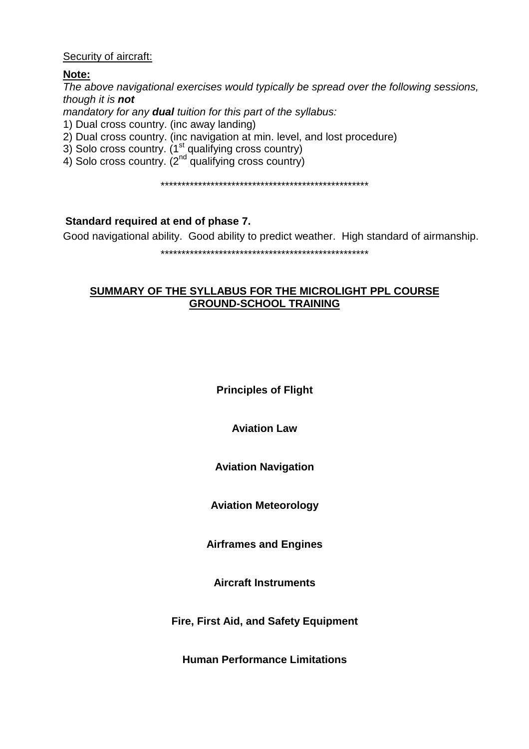Security of aircraft:

**Note:**

*The above navigational exercises would typically be spread over the following sessions, though it is **not***

*mandatory for any **dual** tuition for this part of the syllabus:*

1) Dual cross country. (inc away landing)
2) Dual cross country. (inc navigation at min. level, and lost procedure)
3) Solo cross country. (1st qualifying cross country)
4) Solo cross country. (2nd qualifying cross country)

***************************************************

**Standard required at end of phase 7.**

Good navigational ability. Good ability to predict weather. High standard of airmanship.

***************************************************

## SUMMARY OF THE SYLLABUS FOR THE MICROLIGHT PPL COURSE GROUND-SCHOOL TRAINING

**Principles of Flight**

**Aviation Law**

**Aviation Navigation**

**Aviation Meteorology**

**Airframes and Engines**

**Aircraft Instruments**

**Fire, First Aid, and Safety Equipment**

**Human Performance Limitations**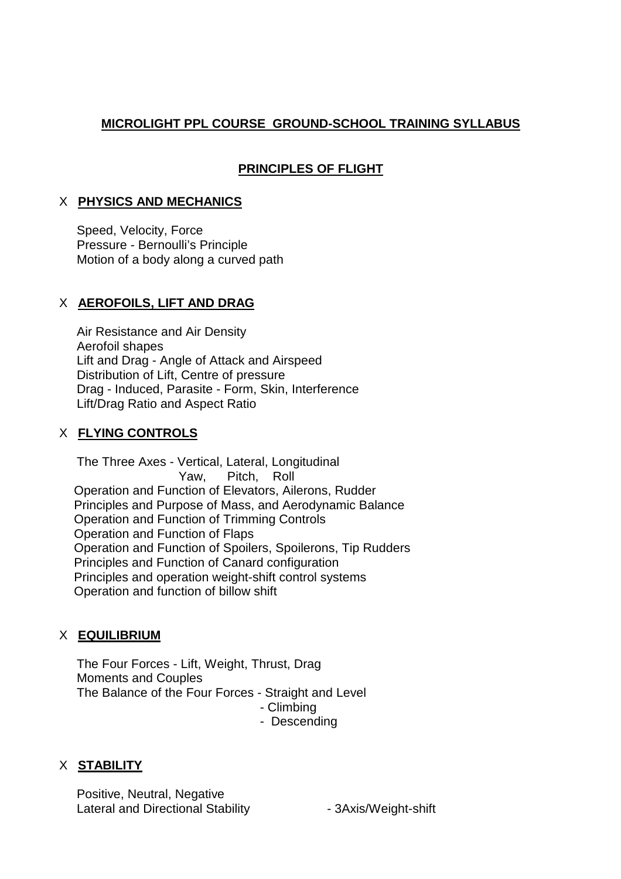# MICROLIGHT PPL COURSE GROUND-SCHOOL TRAINING SYLLABUS

## PRINCIPLES OF FLIGHT

### X **PHYSICS AND MECHANICS**

Speed, Velocity, Force
Pressure - Bernoulli's Principle
Motion of a body along a curved path

### X **AEROFOILS, LIFT AND DRAG**

Air Resistance and Air Density
Aerofoil shapes
Lift and Drag - Angle of Attack and Airspeed
Distribution of Lift, Centre of pressure
Drag - Induced, Parasite - Form, Skin, Interference
Lift/Drag Ratio and Aspect Ratio

### X **FLYING CONTROLS**

The Three Axes - Vertical, Lateral, Longitudinal
Yaw, Pitch, Roll
Operation and Function of Elevators, Ailerons, Rudder
Principles and Purpose of Mass, and Aerodynamic Balance
Operation and Function of Trimming Controls
Operation and Function of Flaps
Operation and Function of Spoilers, Spoilerons, Tip Rudders
Principles and Function of Canard configuration
Principles and operation weight-shift control systems
Operation and function of billow shift

### X **EQUILIBRIUM**

The Four Forces - Lift, Weight, Thrust, Drag
Moments and Couples
The Balance of the Four Forces - Straight and Level
- Climbing
- Descending

### X **STABILITY**

Positive, Neutral, Negative
Lateral and Directional Stability - 3Axis/Weight-shift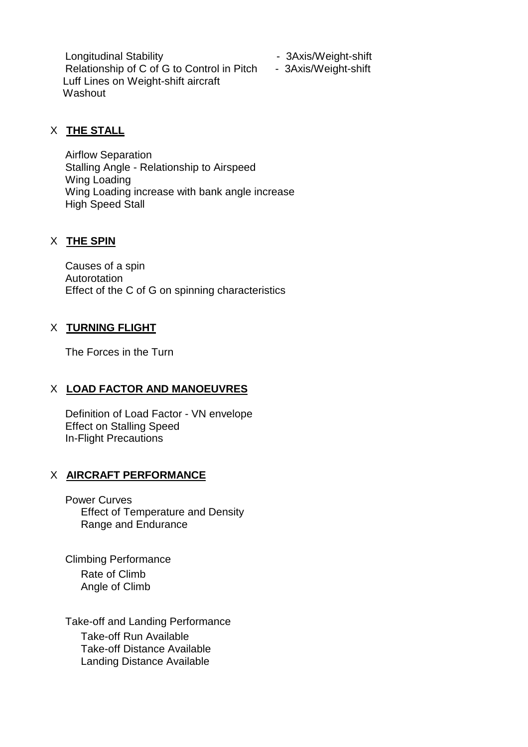Longitudinal Stability - 3Axis/Weight-shift
Relationship of C of G to Control in Pitch - 3Axis/Weight-shift
Luff Lines on Weight-shift aircraft
Washout

X **THE STALL**

Airflow Separation
Stalling Angle - Relationship to Airspeed
Wing Loading
Wing Loading increase with bank angle increase
High Speed Stall

X **THE SPIN**

Causes of a spin
Autorotation
Effect of the C of G on spinning characteristics

X **TURNING FLIGHT**

The Forces in the Turn

X **LOAD FACTOR AND MANOEUVRES**

Definition of Load Factor - VN envelope
Effect on Stalling Speed
In-Flight Precautions

X **AIRCRAFT PERFORMANCE**

Power Curves
- Effect of Temperature and Density
- Range and Endurance

Climbing Performance
- Rate of Climb
- Angle of Climb

Take-off and Landing Performance
- Take-off Run Available
- Take-off Distance Available
- Landing Distance Available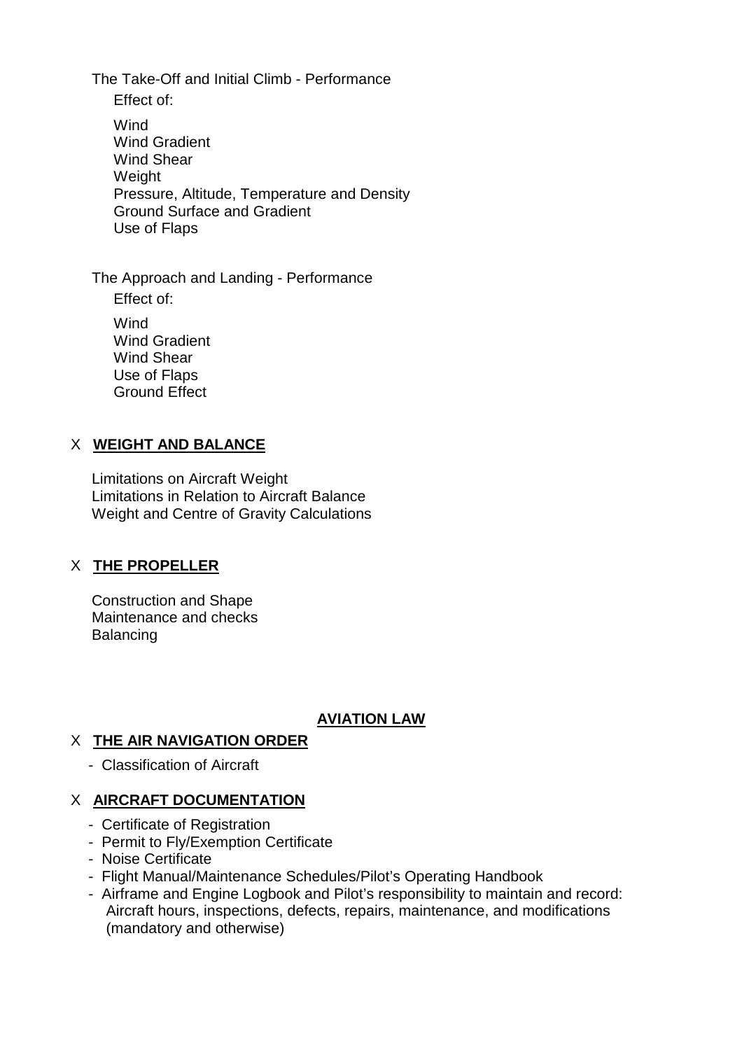The Take-Off and Initial Climb - Performance

Effect of:

- Wind
- Wind Gradient
- Wind Shear
- Weight
- Pressure, Altitude, Temperature and Density
- Ground Surface and Gradient
- Use of Flaps

The Approach and Landing - Performance

Effect of:

- Wind
- Wind Gradient
- Wind Shear
- Use of Flaps
- Ground Effect

## X **WEIGHT AND BALANCE**

Limitations on Aircraft Weight
Limitations in Relation to Aircraft Balance
Weight and Centre of Gravity Calculations

## X **THE PROPELLER**

Construction and Shape
Maintenance and checks
Balancing

# **AVIATION LAW**

## X **THE AIR NAVIGATION ORDER**

- Classification of Aircraft

## X **AIRCRAFT DOCUMENTATION**

- Certificate of Registration
- Permit to Fly/Exemption Certificate
- Noise Certificate
- Flight Manual/Maintenance Schedules/Pilot's Operating Handbook
- Airframe and Engine Logbook and Pilot's responsibility to maintain and record: Aircraft hours, inspections, defects, repairs, maintenance, and modifications (mandatory and otherwise)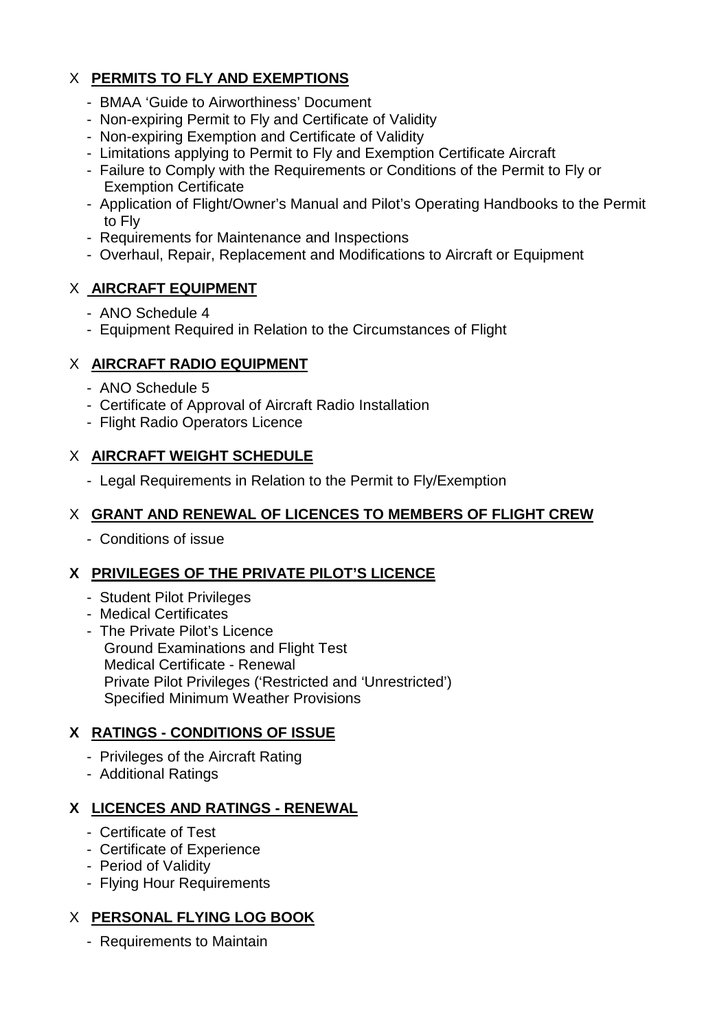X **PERMITS TO FLY AND EXEMPTIONS**

- BMAA 'Guide to Airworthiness' Document
- Non-expiring Permit to Fly and Certificate of Validity
- Non-expiring Exemption and Certificate of Validity
- Limitations applying to Permit to Fly and Exemption Certificate Aircraft
- Failure to Comply with the Requirements or Conditions of the Permit to Fly or Exemption Certificate
- Application of Flight/Owner's Manual and Pilot's Operating Handbooks to the Permit to Fly
- Requirements for Maintenance and Inspections
- Overhaul, Repair, Replacement and Modifications to Aircraft or Equipment

X **AIRCRAFT EQUIPMENT**

- ANO Schedule 4
- Equipment Required in Relation to the Circumstances of Flight

X **AIRCRAFT RADIO EQUIPMENT**

- ANO Schedule 5
- Certificate of Approval of Aircraft Radio Installation
- Flight Radio Operators Licence

X **AIRCRAFT WEIGHT SCHEDULE**

- Legal Requirements in Relation to the Permit to Fly/Exemption

X **GRANT AND RENEWAL OF LICENCES TO MEMBERS OF FLIGHT CREW**

- Conditions of issue

**X PRIVILEGES OF THE PRIVATE PILOT'S LICENCE**

- Student Pilot Privileges
- Medical Certificates
- The Private Pilot's Licence
  Ground Examinations and Flight Test
  Medical Certificate - Renewal
  Private Pilot Privileges ('Restricted and 'Unrestricted')
  Specified Minimum Weather Provisions

**X RATINGS - CONDITIONS OF ISSUE**

- Privileges of the Aircraft Rating
- Additional Ratings

**X LICENCES AND RATINGS - RENEWAL**

- Certificate of Test
- Certificate of Experience
- Period of Validity
- Flying Hour Requirements

X **PERSONAL FLYING LOG BOOK**

- Requirements to Maintain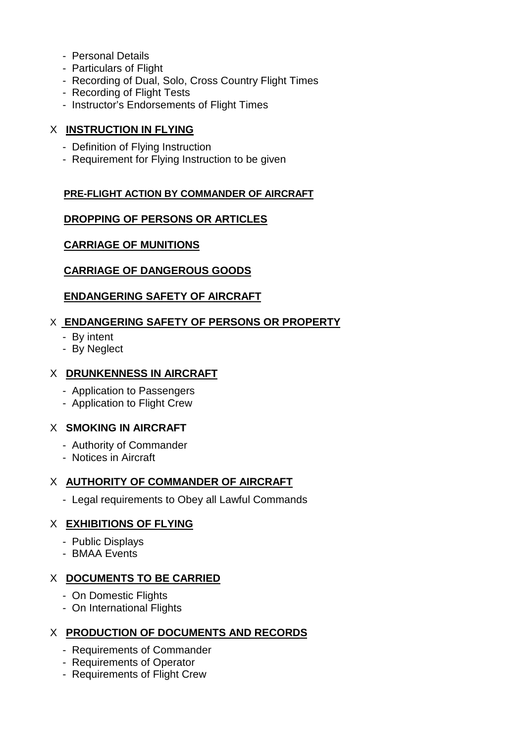- Personal Details
- Particulars of Flight
- Recording of Dual, Solo, Cross Country Flight Times
- Recording of Flight Tests
- Instructor's Endorsements of Flight Times

X **INSTRUCTION IN FLYING**

- Definition of Flying Instruction
- Requirement for Flying Instruction to be given

**PRE-FLIGHT ACTION BY COMMANDER OF AIRCRAFT**

**DROPPING OF PERSONS OR ARTICLES**

**CARRIAGE OF MUNITIONS**

**CARRIAGE OF DANGEROUS GOODS**

**ENDANGERING SAFETY OF AIRCRAFT**

X **ENDANGERING SAFETY OF PERSONS OR PROPERTY**

- By intent
- By Neglect

X **DRUNKENNESS IN AIRCRAFT**

- Application to Passengers
- Application to Flight Crew

X **SMOKING IN AIRCRAFT**

- Authority of Commander
- Notices in Aircraft

X **AUTHORITY OF COMMANDER OF AIRCRAFT**

- Legal requirements to Obey all Lawful Commands

X **EXHIBITIONS OF FLYING**

- Public Displays
- BMAA Events

X **DOCUMENTS TO BE CARRIED**

- On Domestic Flights
- On International Flights

X **PRODUCTION OF DOCUMENTS AND RECORDS**

- Requirements of Commander
- Requirements of Operator
- Requirements of Flight Crew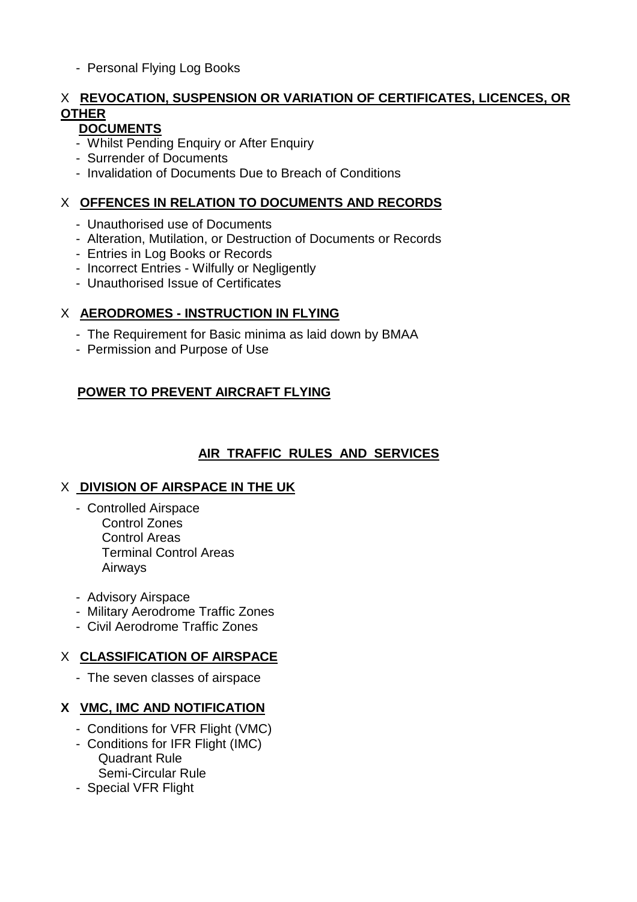- Personal Flying Log Books

X **REVOCATION, SUSPENSION OR VARIATION OF CERTIFICATES, LICENCES, OR OTHER DOCUMENTS**

- Whilst Pending Enquiry or After Enquiry
- Surrender of Documents
- Invalidation of Documents Due to Breach of Conditions

X **OFFENCES IN RELATION TO DOCUMENTS AND RECORDS**

- Unauthorised use of Documents
- Alteration, Mutilation, or Destruction of Documents or Records
- Entries in Log Books or Records
- Incorrect Entries - Wilfully or Negligently
- Unauthorised Issue of Certificates

X **AERODROMES - INSTRUCTION IN FLYING**

- The Requirement for Basic minima as laid down by BMAA
- Permission and Purpose of Use

**POWER TO PREVENT AIRCRAFT FLYING**

## AIR TRAFFIC RULES AND SERVICES

X **DIVISION OF AIRSPACE IN THE UK**

- Controlled Airspace
  - Control Zones
  - Control Areas
  - Terminal Control Areas
  - Airways
- Advisory Airspace
- Military Aerodrome Traffic Zones
- Civil Aerodrome Traffic Zones

X **CLASSIFICATION OF AIRSPACE**

- The seven classes of airspace

**X VMC, IMC AND NOTIFICATION**

- Conditions for VFR Flight (VMC)
- Conditions for IFR Flight (IMC)
  - Quadrant Rule
  - Semi-Circular Rule
- Special VFR Flight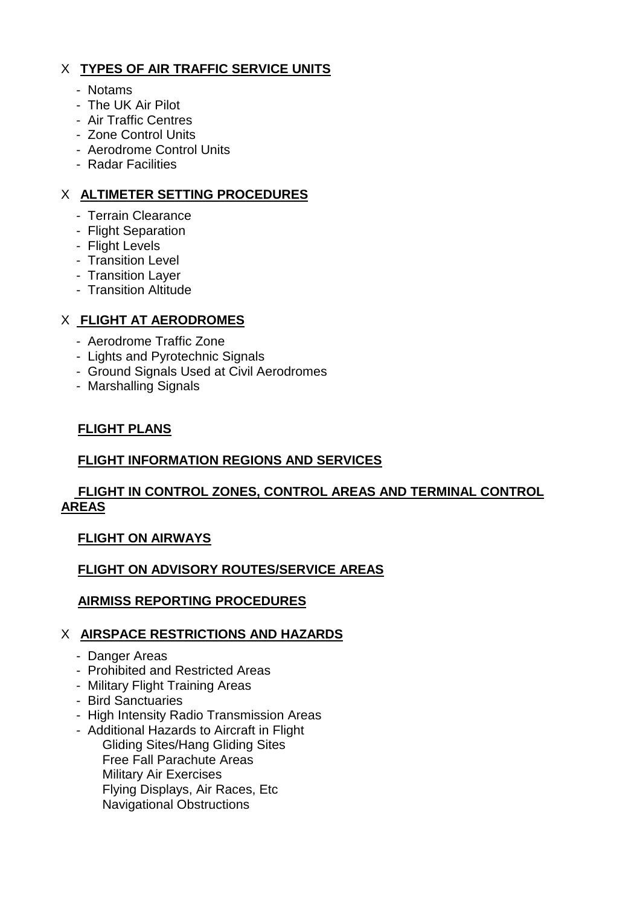X **TYPES OF AIR TRAFFIC SERVICE UNITS**

- Notams
- The UK Air Pilot
- Air Traffic Centres
- Zone Control Units
- Aerodrome Control Units
- Radar Facilities

X **ALTIMETER SETTING PROCEDURES**

- Terrain Clearance
- Flight Separation
- Flight Levels
- Transition Level
- Transition Layer
- Transition Altitude

X **FLIGHT AT AERODROMES**

- Aerodrome Traffic Zone
- Lights and Pyrotechnic Signals
- Ground Signals Used at Civil Aerodromes
- Marshalling Signals

**FLIGHT PLANS**

**FLIGHT INFORMATION REGIONS AND SERVICES**

**FLIGHT IN CONTROL ZONES, CONTROL AREAS AND TERMINAL CONTROL AREAS**

**FLIGHT ON AIRWAYS**

**FLIGHT ON ADVISORY ROUTES/SERVICE AREAS**

**AIRMISS REPORTING PROCEDURES**

X **AIRSPACE RESTRICTIONS AND HAZARDS**

- Danger Areas
- Prohibited and Restricted Areas
- Military Flight Training Areas
- Bird Sanctuaries
- High Intensity Radio Transmission Areas
- Additional Hazards to Aircraft in Flight
  Gliding Sites/Hang Gliding Sites
  Free Fall Parachute Areas
  Military Air Exercises
  Flying Displays, Air Races, Etc
  Navigational Obstructions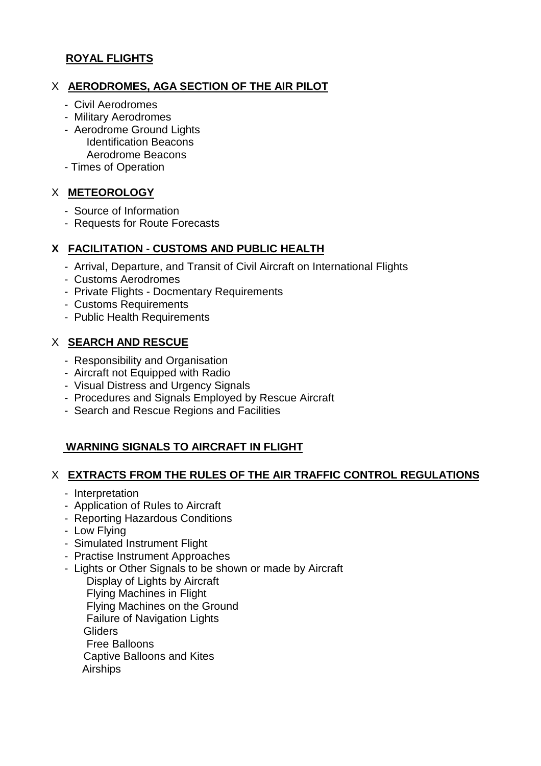**ROYAL FLIGHTS**

X **AERODROMES, AGA SECTION OF THE AIR PILOT**

- Civil Aerodromes
- Military Aerodromes
- Aerodrome Ground Lights
  - Identification Beacons
  - Aerodrome Beacons
- Times of Operation

X **METEOROLOGY**

- Source of Information
- Requests for Route Forecasts

**X FACILITATION - CUSTOMS AND PUBLIC HEALTH**

- Arrival, Departure, and Transit of Civil Aircraft on International Flights
- Customs Aerodromes
- Private Flights - Docmentary Requirements
- Customs Requirements
- Public Health Requirements

X **SEARCH AND RESCUE**

- Responsibility and Organisation
- Aircraft not Equipped with Radio
- Visual Distress and Urgency Signals
- Procedures and Signals Employed by Rescue Aircraft
- Search and Rescue Regions and Facilities

**WARNING SIGNALS TO AIRCRAFT IN FLIGHT**

X **EXTRACTS FROM THE RULES OF THE AIR TRAFFIC CONTROL REGULATIONS**

- Interpretation
- Application of Rules to Aircraft
- Reporting Hazardous Conditions
- Low Flying
- Simulated Instrument Flight
- Practise Instrument Approaches
- Lights or Other Signals to be shown or made by Aircraft
  - Display of Lights by Aircraft
  - Flying Machines in Flight
  - Flying Machines on the Ground
  - Failure of Navigation Lights
  - Gliders
  - Free Balloons
  - Captive Balloons and Kites
  - Airships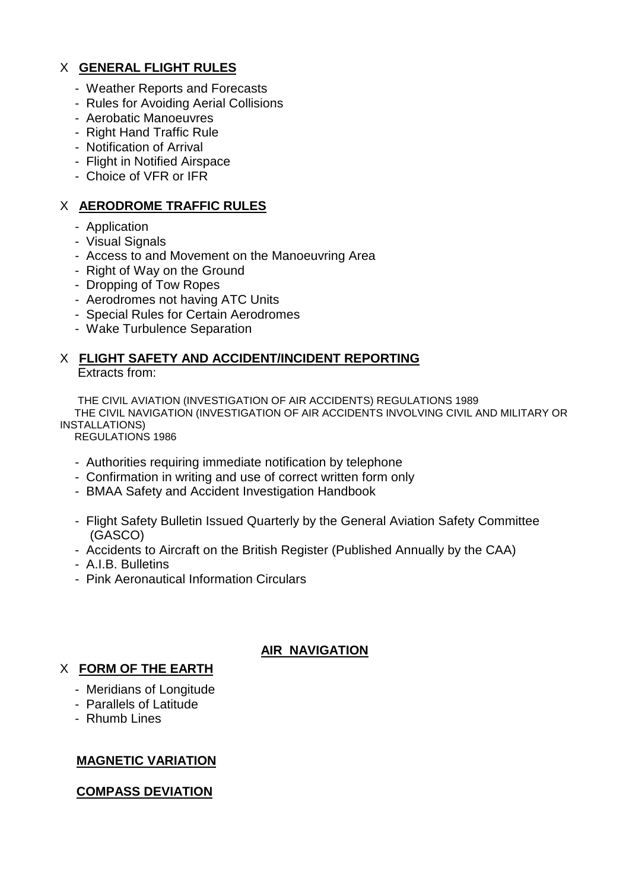X **GENERAL FLIGHT RULES**

- Weather Reports and Forecasts
- Rules for Avoiding Aerial Collisions
- Aerobatic Manoeuvres
- Right Hand Traffic Rule
- Notification of Arrival
- Flight in Notified Airspace
- Choice of VFR or IFR

X **AERODROME TRAFFIC RULES**

- Application
- Visual Signals
- Access to and Movement on the Manoeuvring Area
- Right of Way on the Ground
- Dropping of Tow Ropes
- Aerodromes not having ATC Units
- Special Rules for Certain Aerodromes
- Wake Turbulence Separation

X **FLIGHT SAFETY AND ACCIDENT/INCIDENT REPORTING**
Extracts from:

THE CIVIL AVIATION (INVESTIGATION OF AIR ACCIDENTS) REGULATIONS 1989
THE CIVIL NAVIGATION (INVESTIGATION OF AIR ACCIDENTS INVOLVING CIVIL AND MILITARY OR INSTALLATIONS)
REGULATIONS 1986

- Authorities requiring immediate notification by telephone
- Confirmation in writing and use of correct written form only
- BMAA Safety and Accident Investigation Handbook

- Flight Safety Bulletin Issued Quarterly by the General Aviation Safety Committee (GASCO)
- Accidents to Aircraft on the British Register (Published Annually by the CAA)
- A.I.B. Bulletins
- Pink Aeronautical Information Circulars

## AIR NAVIGATION

X **FORM OF THE EARTH**

- Meridians of Longitude
- Parallels of Latitude
- Rhumb Lines

**MAGNETIC VARIATION**

**COMPASS DEVIATION**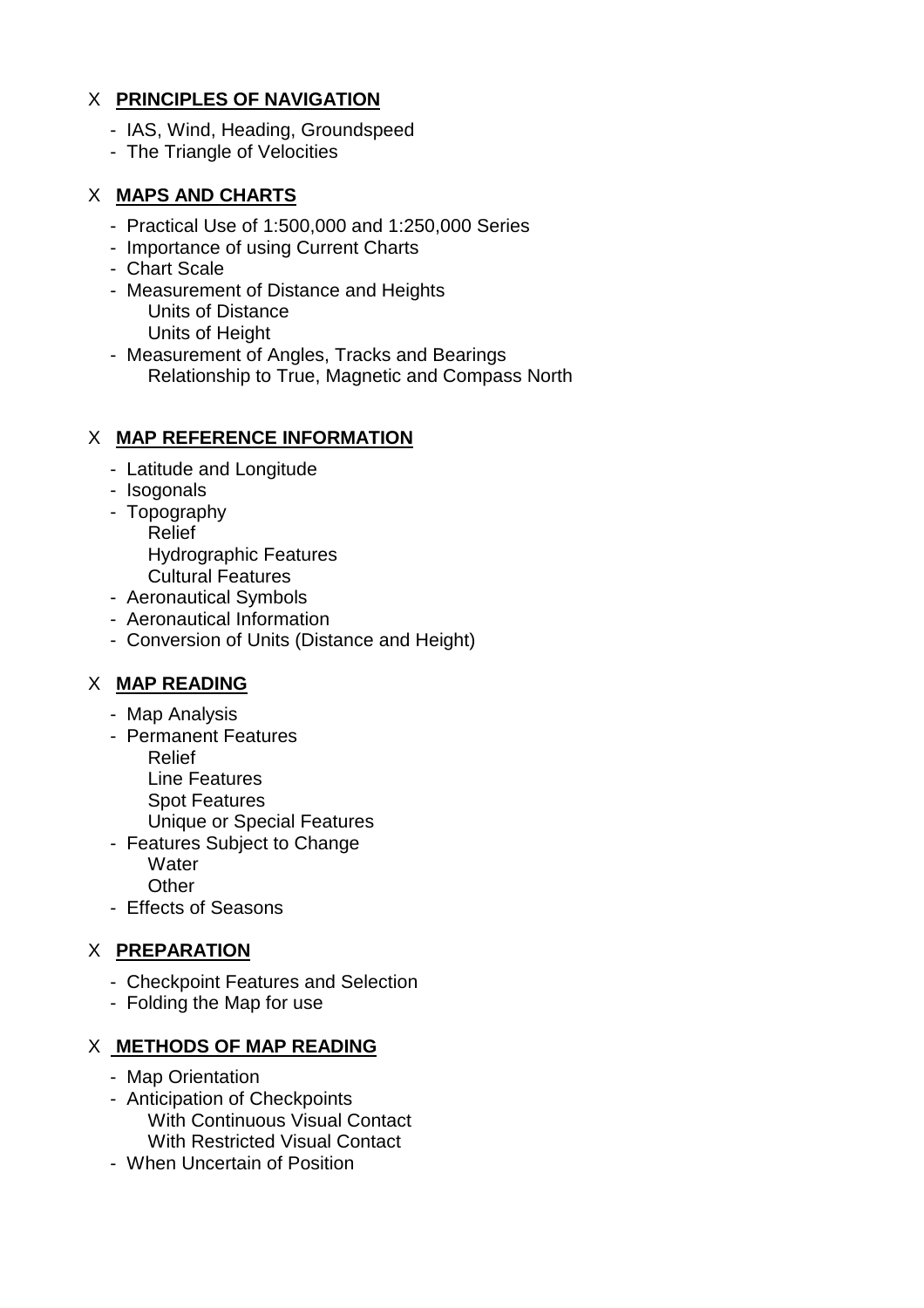X **PRINCIPLES OF NAVIGATION**

- IAS, Wind, Heading, Groundspeed
- The Triangle of Velocities

X **MAPS AND CHARTS**

- Practical Use of 1:500,000 and 1:250,000 Series
- Importance of using Current Charts
- Chart Scale
- Measurement of Distance and Heights
  - Units of Distance
  - Units of Height
- Measurement of Angles, Tracks and Bearings
  - Relationship to True, Magnetic and Compass North

X **MAP REFERENCE INFORMATION**

- Latitude and Longitude
- Isogonals
- Topography
  - Relief
  - Hydrographic Features
  - Cultural Features
- Aeronautical Symbols
- Aeronautical Information
- Conversion of Units (Distance and Height)

X **MAP READING**

- Map Analysis
- Permanent Features
  - Relief
  - Line Features
  - Spot Features
  - Unique or Special Features
- Features Subject to Change
  - Water
  - Other
- Effects of Seasons

X **PREPARATION**

- Checkpoint Features and Selection
- Folding the Map for use

X **METHODS OF MAP READING**

- Map Orientation
- Anticipation of Checkpoints
  - With Continuous Visual Contact
  - With Restricted Visual Contact
- When Uncertain of Position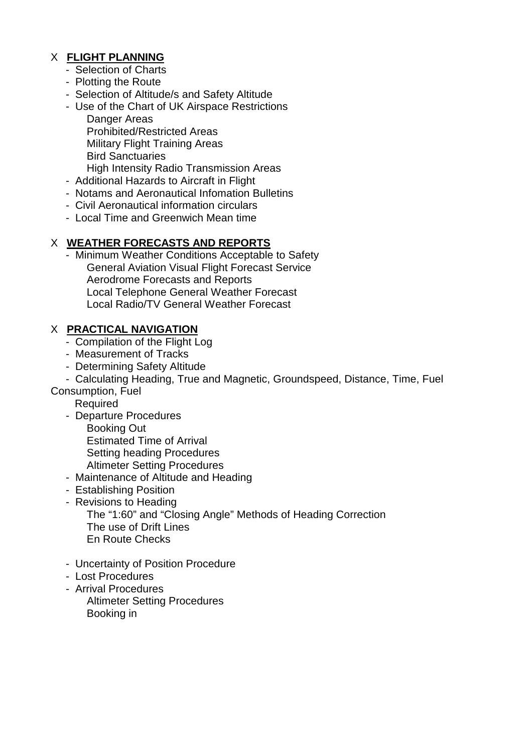X **FLIGHT PLANNING**

- Selection of Charts
- Plotting the Route
- Selection of Altitude/s and Safety Altitude
- Use of the Chart of UK Airspace Restrictions
  - Danger Areas
  - Prohibited/Restricted Areas
  - Military Flight Training Areas
  - Bird Sanctuaries
  - High Intensity Radio Transmission Areas
- Additional Hazards to Aircraft in Flight
- Notams and Aeronautical Infomation Bulletins
- Civil Aeronautical information circulars
- Local Time and Greenwich Mean time

X **WEATHER FORECASTS AND REPORTS**

- Minimum Weather Conditions Acceptable to Safety
  - General Aviation Visual Flight Forecast Service
  - Aerodrome Forecasts and Reports
  - Local Telephone General Weather Forecast
  - Local Radio/TV General Weather Forecast

X **PRACTICAL NAVIGATION**

- Compilation of the Flight Log
- Measurement of Tracks
- Determining Safety Altitude
- Calculating Heading, True and Magnetic, Groundspeed, Distance, Time, Fuel Consumption, Fuel Required
- Departure Procedures
  - Booking Out
  - Estimated Time of Arrival
  - Setting heading Procedures
  - Altimeter Setting Procedures
- Maintenance of Altitude and Heading
- Establishing Position
- Revisions to Heading
  - The "1:60" and "Closing Angle" Methods of Heading Correction
  - The use of Drift Lines
  - En Route Checks
- Uncertainty of Position Procedure
- Lost Procedures
- Arrival Procedures
  - Altimeter Setting Procedures
  - Booking in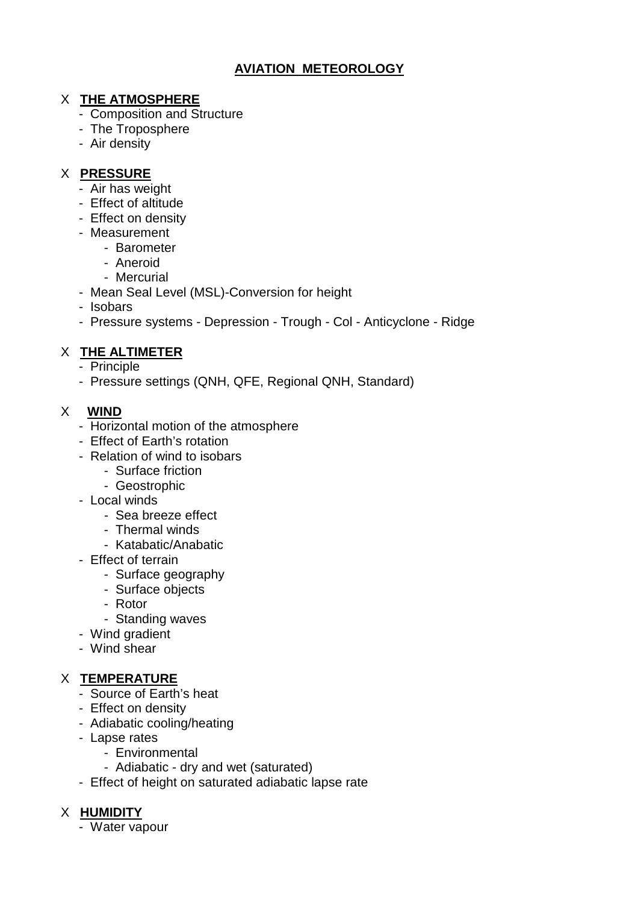# AVIATION METEOROLOGY

- X **THE ATMOSPHERE**
  - Composition and Structure
  - The Troposphere
  - Air density

- X **PRESSURE**
  - Air has weight
  - Effect of altitude
  - Effect on density
  - Measurement
    - Barometer
    - Aneroid
    - Mercurial
  - Mean Seal Level (MSL)-Conversion for height
  - Isobars
  - Pressure systems - Depression - Trough - Col - Anticyclone - Ridge

- X **THE ALTIMETER**
  - Principle
  - Pressure settings (QNH, QFE, Regional QNH, Standard)

- X **WIND**
  - Horizontal motion of the atmosphere
  - Effect of Earth's rotation
  - Relation of wind to isobars
    - Surface friction
    - Geostrophic
  - Local winds
    - Sea breeze effect
    - Thermal winds
    - Katabatic/Anabatic
  - Effect of terrain
    - Surface geography
    - Surface objects
    - Rotor
    - Standing waves
  - Wind gradient
  - Wind shear

- X **TEMPERATURE**
  - Source of Earth's heat
  - Effect on density
  - Adiabatic cooling/heating
  - Lapse rates
    - Environmental
    - Adiabatic - dry and wet (saturated)
  - Effect of height on saturated adiabatic lapse rate

- X **HUMIDITY**
  - Water vapour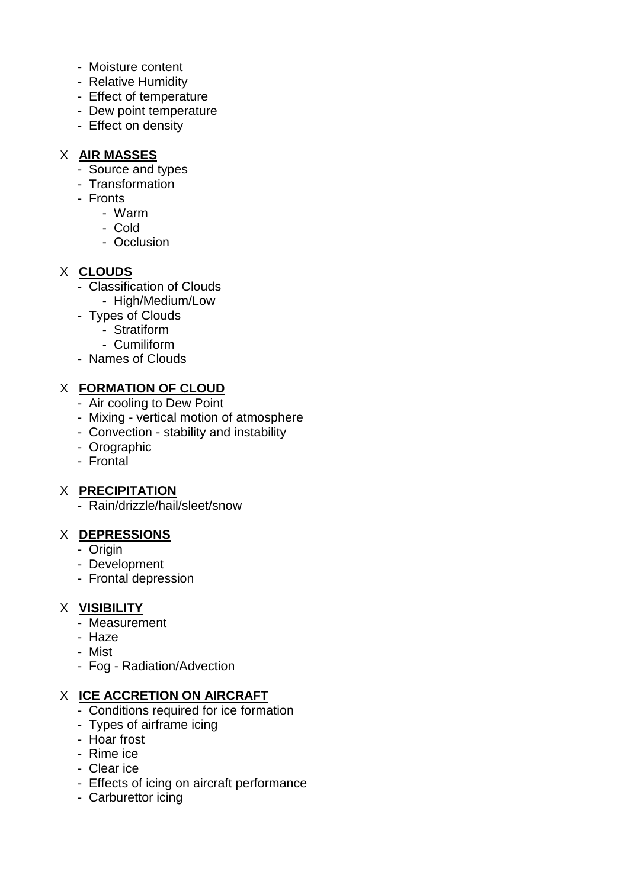- Moisture content
- Relative Humidity
- Effect of temperature
- Dew point temperature
- Effect on density

X **AIR MASSES**

- Source and types
- Transformation
- Fronts
  - Warm
  - Cold
  - Occlusion

X **CLOUDS**

- Classification of Clouds
  - High/Medium/Low
- Types of Clouds
  - Stratiform
  - Cumiliform
- Names of Clouds

X **FORMATION OF CLOUD**

- Air cooling to Dew Point
- Mixing - vertical motion of atmosphere
- Convection - stability and instability
- Orographic
- Frontal

X **PRECIPITATION**

- Rain/drizzle/hail/sleet/snow

X **DEPRESSIONS**

- Origin
- Development
- Frontal depression

X **VISIBILITY**

- Measurement
- Haze
- Mist
- Fog - Radiation/Advection

X **ICE ACCRETION ON AIRCRAFT**

- Conditions required for ice formation
- Types of airframe icing
- Hoar frost
- Rime ice
- Clear ice
- Effects of icing on aircraft performance
- Carburettor icing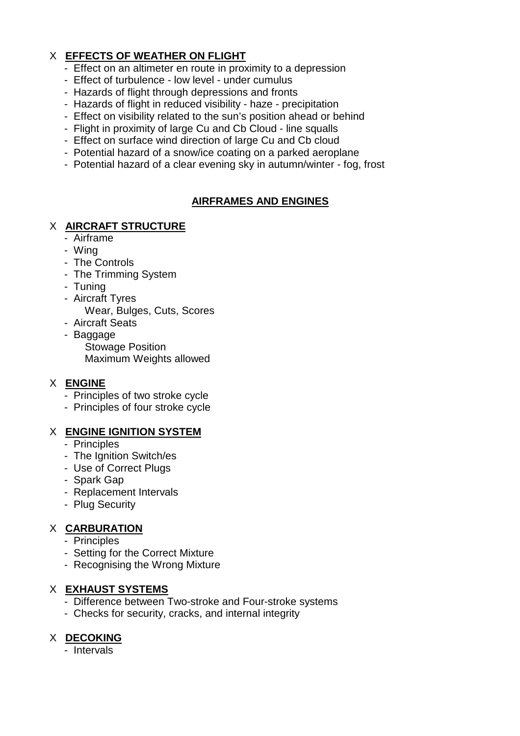X **EFFECTS OF WEATHER ON FLIGHT**

- Effect on an altimeter en route in proximity to a depression
- Effect of turbulence - low level - under cumulus
- Hazards of flight through depressions and fronts
- Hazards of flight in reduced visibility - haze - precipitation
- Effect on visibility related to the sun's position ahead or behind
- Flight in proximity of large Cu and Cb Cloud - line squalls
- Effect on surface wind direction of large Cu and Cb cloud
- Potential hazard of a snow/ice coating on a parked aeroplane
- Potential hazard of a clear evening sky in autumn/winter - fog, frost

## AIRFRAMES AND ENGINES

X **AIRCRAFT STRUCTURE**

- Airframe
- Wing
- The Controls
- The Trimming System
- Tuning
- Aircraft Tyres
  - Wear, Bulges, Cuts, Scores
- Aircraft Seats
- Baggage
  - Stowage Position
  - Maximum Weights allowed

X **ENGINE**

- Principles of two stroke cycle
- Principles of four stroke cycle

X **ENGINE IGNITION SYSTEM**

- Principles
- The Ignition Switch/es
- Use of Correct Plugs
- Spark Gap
- Replacement Intervals
- Plug Security

X **CARBURATION**

- Principles
- Setting for the Correct Mixture
- Recognising the Wrong Mixture

X **EXHAUST SYSTEMS**

- Difference between Two-stroke and Four-stroke systems
- Checks for security, cracks, and internal integrity

X **DECOKING**

- Intervals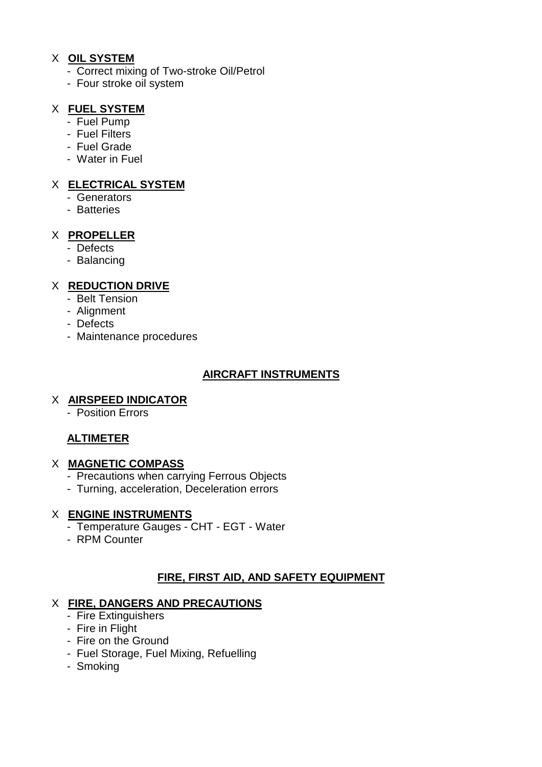X **OIL SYSTEM**

- Correct mixing of Two-stroke Oil/Petrol
- Four stroke oil system

X **FUEL SYSTEM**

- Fuel Pump
- Fuel Filters
- Fuel Grade
- Water in Fuel

X **ELECTRICAL SYSTEM**

- Generators
- Batteries

X **PROPELLER**

- Defects
- Balancing

X **REDUCTION DRIVE**

- Belt Tension
- Alignment
- Defects
- Maintenance procedures

## AIRCRAFT INSTRUMENTS

X **AIRSPEED INDICATOR**

- Position Errors

**ALTIMETER**

X **MAGNETIC COMPASS**

- Precautions when carrying Ferrous Objects
- Turning, acceleration, Deceleration errors

X **ENGINE INSTRUMENTS**

- Temperature Gauges - CHT - EGT - Water
- RPM Counter

## FIRE, FIRST AID, AND SAFETY EQUIPMENT

X **FIRE, DANGERS AND PRECAUTIONS**

- Fire Extinguishers
- Fire in Flight
- Fire on the Ground
- Fuel Storage, Fuel Mixing, Refuelling
- Smoking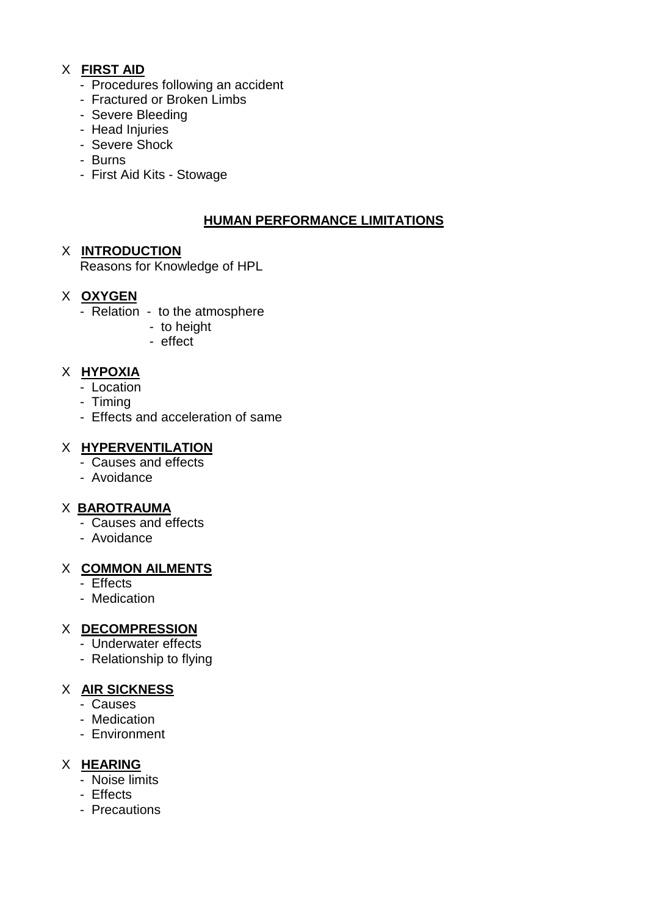X **FIRST AID**

- Procedures following an accident
- Fractured or Broken Limbs
- Severe Bleeding
- Head Injuries
- Severe Shock
- Burns
- First Aid Kits - Stowage

## HUMAN PERFORMANCE LIMITATIONS

X **INTRODUCTION**

Reasons for Knowledge of HPL

X **OXYGEN**

- Relation - to the atmosphere
  - to height
  - effect

X **HYPOXIA**

- Location
- Timing
- Effects and acceleration of same

X **HYPERVENTILATION**

- Causes and effects
- Avoidance

X **BAROTRAUMA**

- Causes and effects
- Avoidance

X **COMMON AILMENTS**

- Effects
- Medication

X **DECOMPRESSION**

- Underwater effects
- Relationship to flying

X **AIR SICKNESS**

- Causes
- Medication
- Environment

X **HEARING**

- Noise limits
- Effects
- Precautions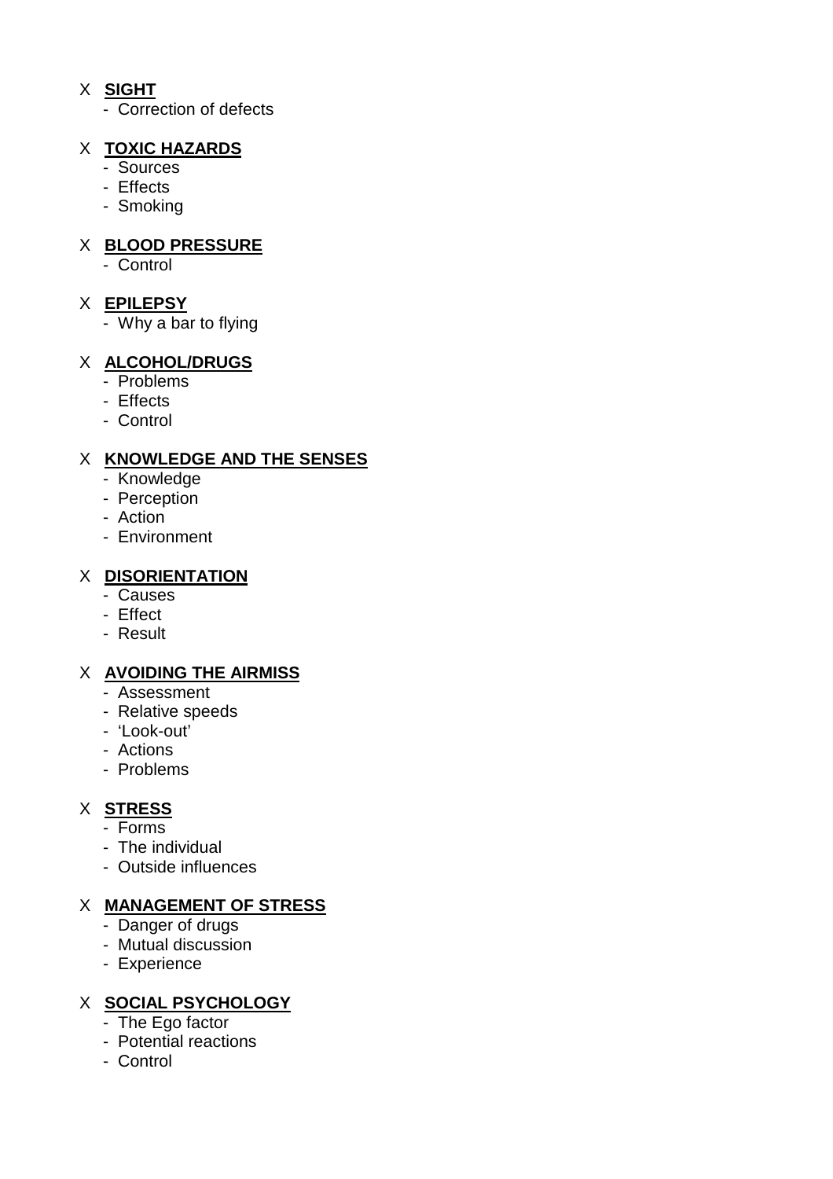- X **SIGHT**
  - Correction of defects

- X **TOXIC HAZARDS**
  - Sources
  - Effects
  - Smoking

- X **BLOOD PRESSURE**
  - Control

- X **EPILEPSY**
  - Why a bar to flying

- X **ALCOHOL/DRUGS**
  - Problems
  - Effects
  - Control

- X **KNOWLEDGE AND THE SENSES**
  - Knowledge
  - Perception
  - Action
  - Environment

- X **DISORIENTATION**
  - Causes
  - Effect
  - Result

- X **AVOIDING THE AIRMISS**
  - Assessment
  - Relative speeds
  - 'Look-out'
  - Actions
  - Problems

- X **STRESS**
  - Forms
  - The individual
  - Outside influences

- X **MANAGEMENT OF STRESS**
  - Danger of drugs
  - Mutual discussion
  - Experience

- X **SOCIAL PSYCHOLOGY**
  - The Ego factor
  - Potential reactions
  - Control